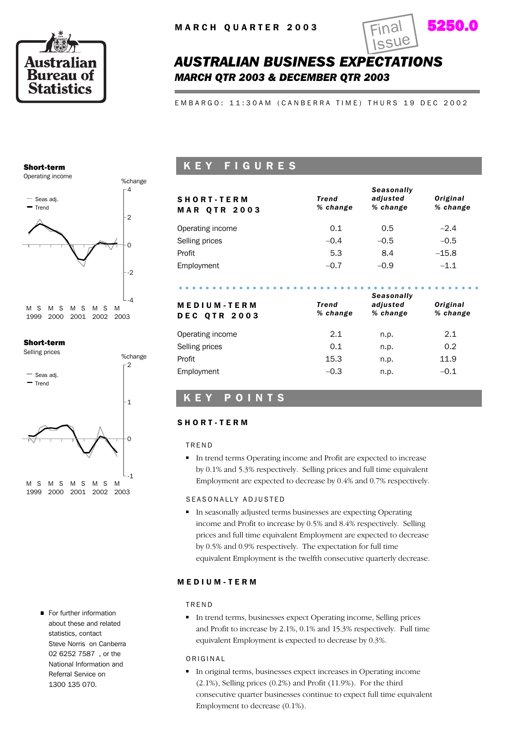MARCH QUARTER 2003

Final Issue

**5250.0**

# *AUSTRALIAN BUSINESS EXPECTATIONS*

## *MARCH QTR 2003 & DECEMBER QTR 2003*

EMBARGO: 11:30AM (CANBERRA TIME) THURS 19 DEC 2002

**Short-term**
Operating income

**Short-term**
Selling prices

## KEY FIGURES

| SHORT-TERM MAR QTR 2003 | *Trend % change* | *Seasonally adjusted % change* | *Original % change* |
|---|---|---|---|
| Operating income | 0.1 | 0.5 | –2.4 |
| Selling prices | –0.4 | –0.5 | –0.5 |
| Profit | 5.3 | 8.4 | –15.8 |
| Employment | –0.7 | –0.9 | –1.1 |

| MEDIUM-TERM DEC QTR 2003 | *Trend % change* | *Seasonally adjusted % change* | *Original % change* |
|---|---|---|---|
| Operating income | 2.1 | n.p. | 2.1 |
| Selling prices | 0.1 | n.p. | 0.2 |
| Profit | 15.3 | n.p. | 11.9 |
| Employment | –0.3 | n.p. | –0.1 |

## KEY POINTS

### SHORT-TERM

TREND

- In trend terms Operating income and Profit are expected to increase by 0.1% and 5.3% respectively. Selling prices and full time equivalent Employment are expected to decrease by 0.4% and 0.7% respectively.

SEASONALLY ADJUSTED

- In seasonally adjusted terms businesses are expecting Operating income and Profit to increase by 0.5% and 8.4% respectively. Selling prices and full time equivalent Employment are expected to decrease by 0.5% and 0.9% respectively. The expectation for full time equivalent Employment is the twelfth consecutive quarterly decrease.

### MEDIUM-TERM

TREND

- In trend terms, businesses expect Operating income, Selling prices and Profit to increase by 2.1%, 0.1% and 15.3% respectively. Full time equivalent Employment is expected to decrease by 0.3%.

ORIGINAL

- In original terms, businesses expect increases in Operating income (2.1%), Selling prices (0.2%) and Profit (11.9%). For the third consecutive quarter businesses continue to expect full time equivalent Employment to decrease (0.1%).

- For further information about these and related statistics, contact Steve Norris on Canberra 02 6252 7587, or the National Information and Referral Service on 1300 135 070.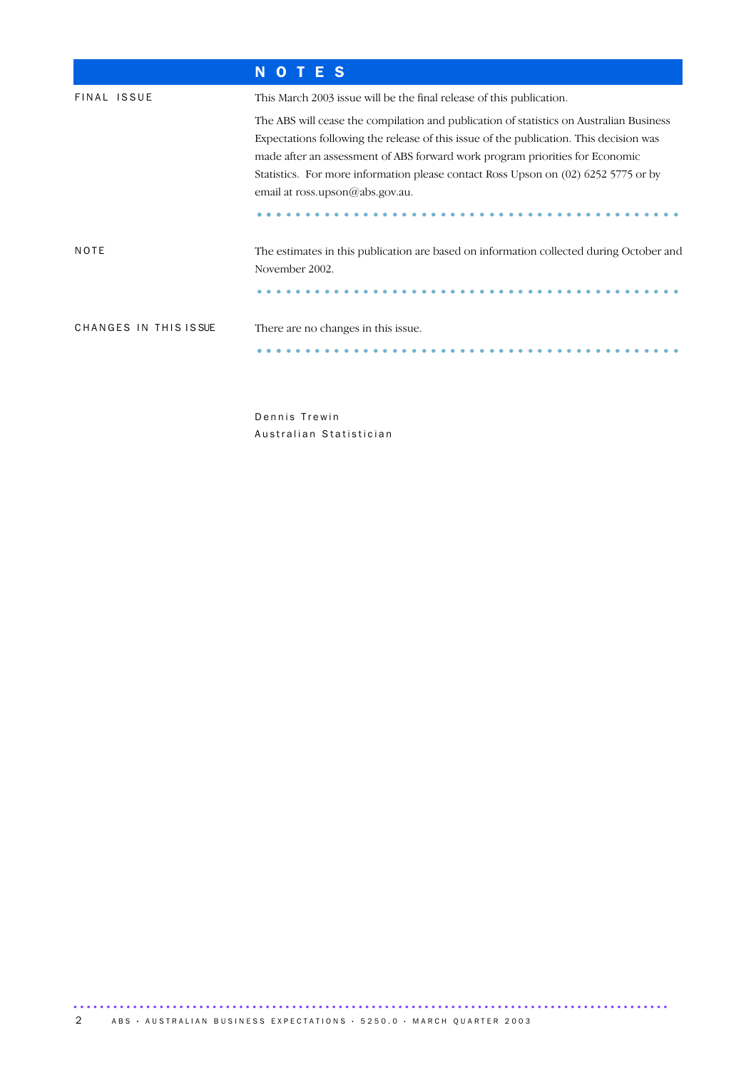# NOTES

**FINAL ISSUE**

This March 2003 issue will be the final release of this publication.

The ABS will cease the compilation and publication of statistics on Australian Business Expectations following the release of this issue of the publication. This decision was made after an assessment of ABS forward work program priorities for Economic Statistics. For more information please contact Ross Upson on (02) 6252 5775 or by email at ross.upson@abs.gov.au.

**NOTE**

The estimates in this publication are based on information collected during October and November 2002.

**CHANGES IN THIS ISSUE**

There are no changes in this issue.

Dennis Trewin
Australian Statistician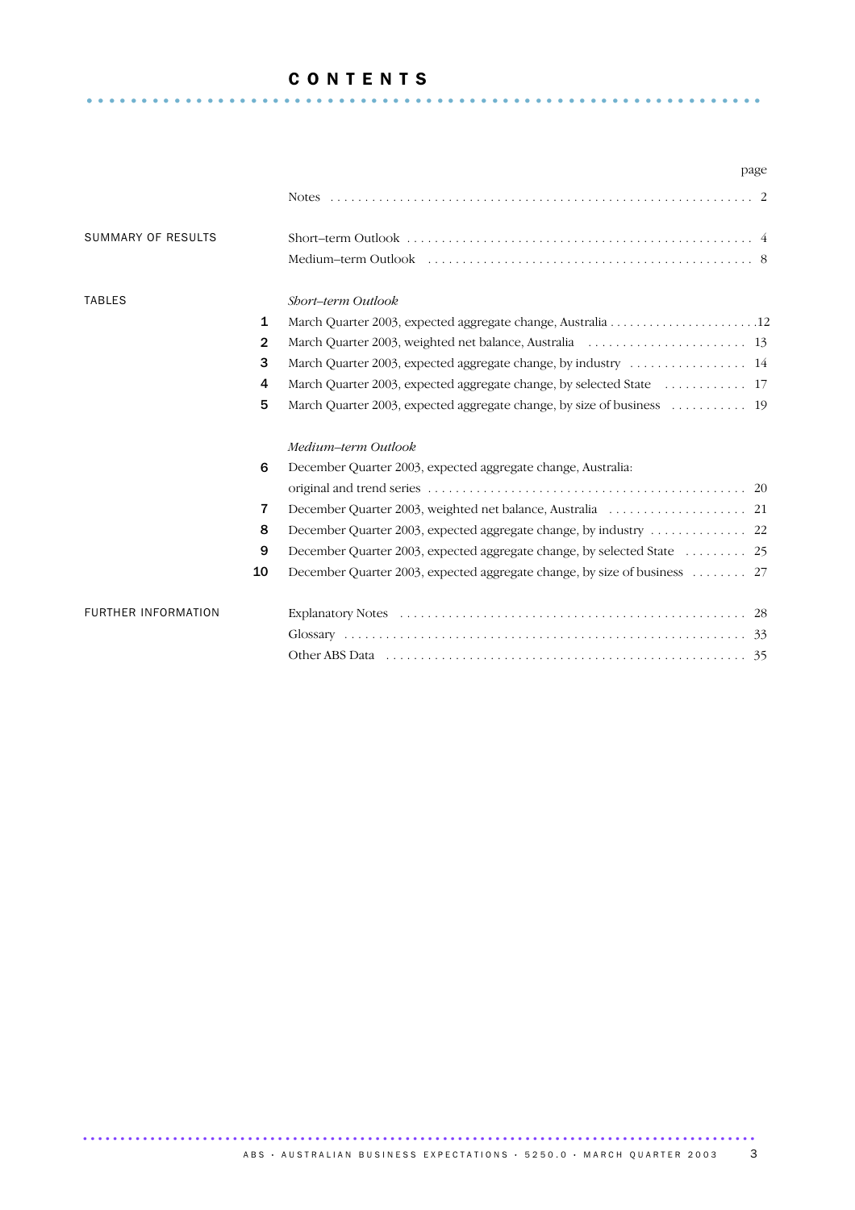# CONTENTS

| | | page |
|---|---|---|
| | Notes | 2 |
| SUMMARY OF RESULTS | Short–term Outlook | 4 |
| | Medium–term Outlook | 8 |
| TABLES | *Short–term Outlook* | |
| 1 | March Quarter 2003, expected aggregate change, Australia | 12 |
| 2 | March Quarter 2003, weighted net balance, Australia | 13 |
| 3 | March Quarter 2003, expected aggregate change, by industry | 14 |
| 4 | March Quarter 2003, expected aggregate change, by selected State | 17 |
| 5 | March Quarter 2003, expected aggregate change, by size of business | 19 |
| | *Medium–term Outlook* | |
| 6 | December Quarter 2003, expected aggregate change, Australia: original and trend series | 20 |
| 7 | December Quarter 2003, weighted net balance, Australia | 21 |
| 8 | December Quarter 2003, expected aggregate change, by industry | 22 |
| 9 | December Quarter 2003, expected aggregate change, by selected State | 25 |
| 10 | December Quarter 2003, expected aggregate change, by size of business | 27 |
| FURTHER INFORMATION | Explanatory Notes | 28 |
| | Glossary | 33 |
| | Other ABS Data | 35 |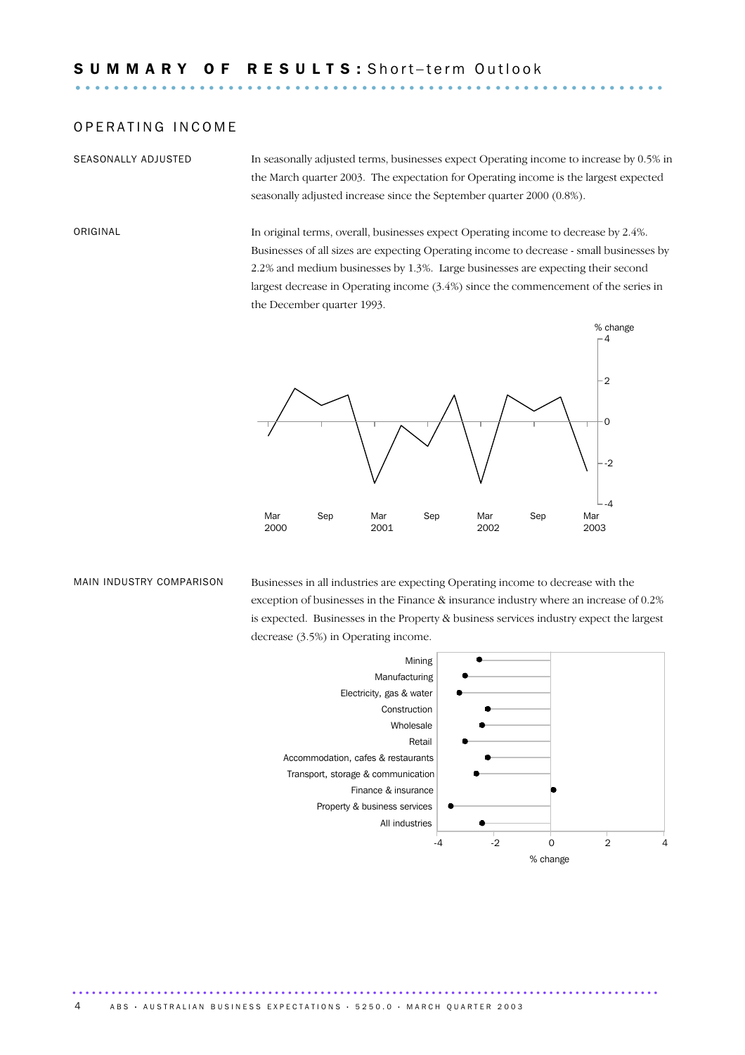## SUMMARY OF RESULTS: Short–term Outlook

### OPERATING INCOME

SEASONALLY ADJUSTED

In seasonally adjusted terms, businesses expect Operating income to increase by 0.5% in the March quarter 2003. The expectation for Operating income is the largest expected seasonally adjusted increase since the September quarter 2000 (0.8%).

ORIGINAL

In original terms, overall, businesses expect Operating income to decrease by 2.4%. Businesses of all sizes are expecting Operating income to decrease - small businesses by 2.2% and medium businesses by 1.3%. Large businesses are expecting their second largest decrease in Operating income (3.4%) since the commencement of the series in the December quarter 1993.

MAIN INDUSTRY COMPARISON

Businesses in all industries are expecting Operating income to decrease with the exception of businesses in the Finance & insurance industry where an increase of 0.2% is expected. Businesses in the Property & business services industry expect the largest decrease (3.5%) in Operating income.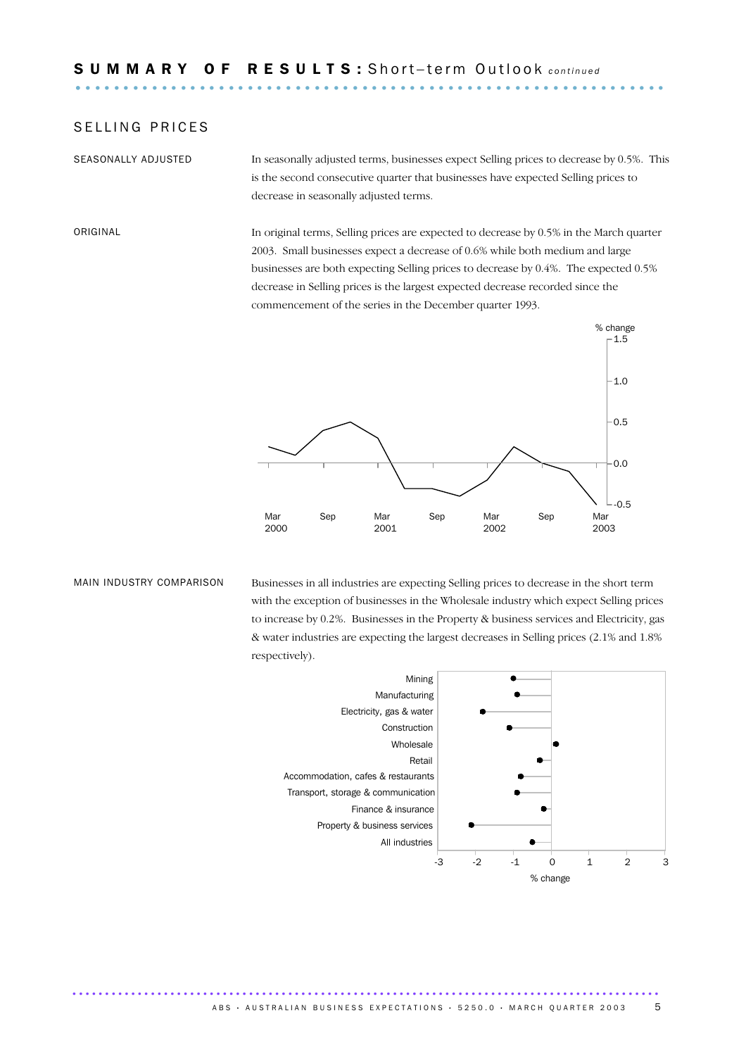## SUMMARY OF RESULTS: Short–term Outlook *continued*

### SELLING PRICES

SEASONALLY ADJUSTED

In seasonally adjusted terms, businesses expect Selling prices to decrease by 0.5%. This is the second consecutive quarter that businesses have expected Selling prices to decrease in seasonally adjusted terms.

ORIGINAL

In original terms, Selling prices are expected to decrease by 0.5% in the March quarter 2003. Small businesses expect a decrease of 0.6% while both medium and large businesses are both expecting Selling prices to decrease by 0.4%. The expected 0.5% decrease in Selling prices is the largest expected decrease recorded since the commencement of the series in the December quarter 1993.

MAIN INDUSTRY COMPARISON

Businesses in all industries are expecting Selling prices to decrease in the short term with the exception of businesses in the Wholesale industry which expect Selling prices to increase by 0.2%. Businesses in the Property & business services and Electricity, gas & water industries are expecting the largest decreases in Selling prices (2.1% and 1.8% respectively).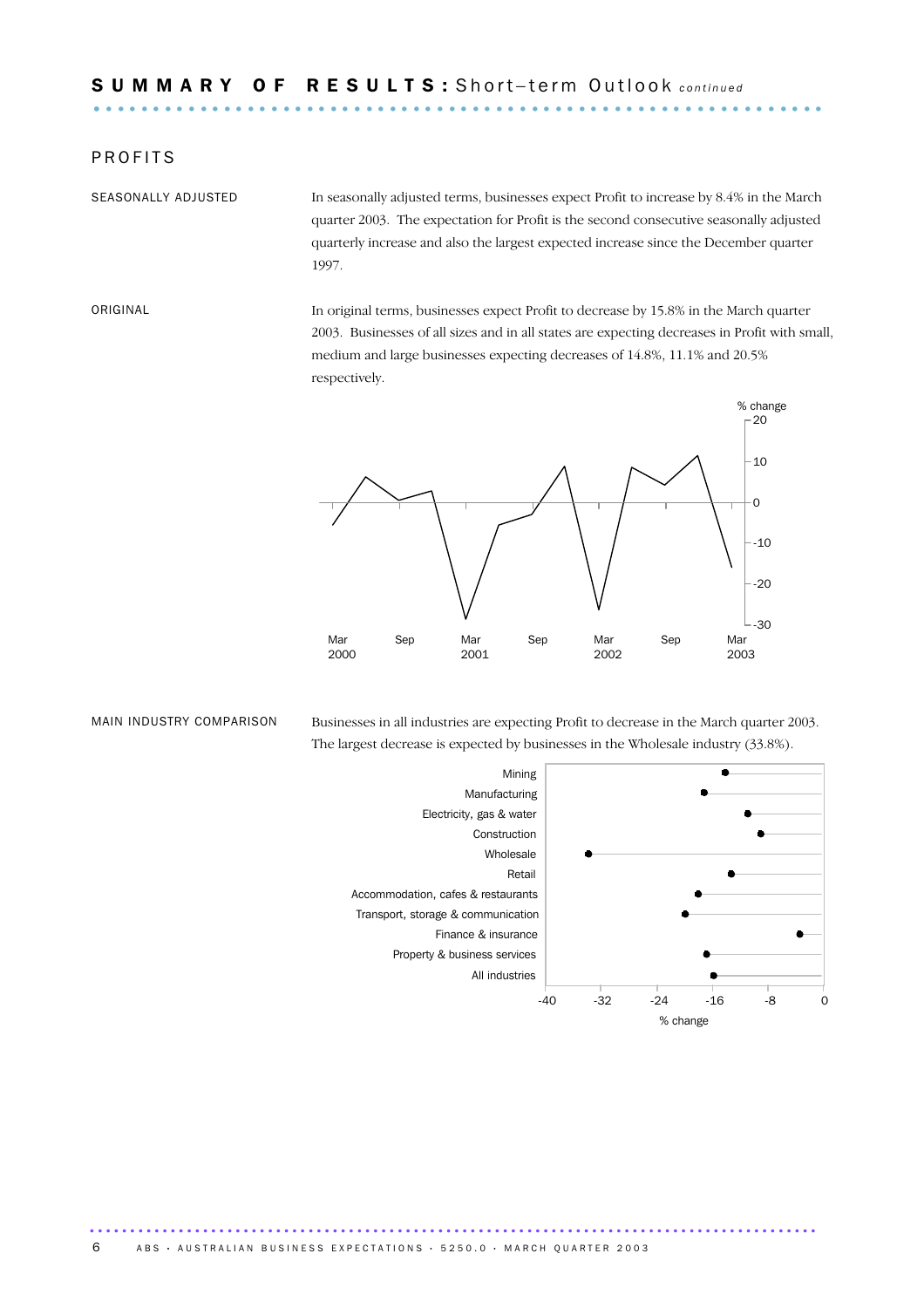## SUMMARY OF RESULTS: Short–term Outlook *continued*

### PROFITS

SEASONALLY ADJUSTED

In seasonally adjusted terms, businesses expect Profit to increase by 8.4% in the March quarter 2003. The expectation for Profit is the second consecutive seasonally adjusted quarterly increase and also the largest expected increase since the December quarter 1997.

ORIGINAL

In original terms, businesses expect Profit to decrease by 15.8% in the March quarter 2003. Businesses of all sizes and in all states are expecting decreases in Profit with small, medium and large businesses expecting decreases of 14.8%, 11.1% and 20.5% respectively.

MAIN INDUSTRY COMPARISON

Businesses in all industries are expecting Profit to decrease in the March quarter 2003. The largest decrease is expected by businesses in the Wholesale industry (33.8%).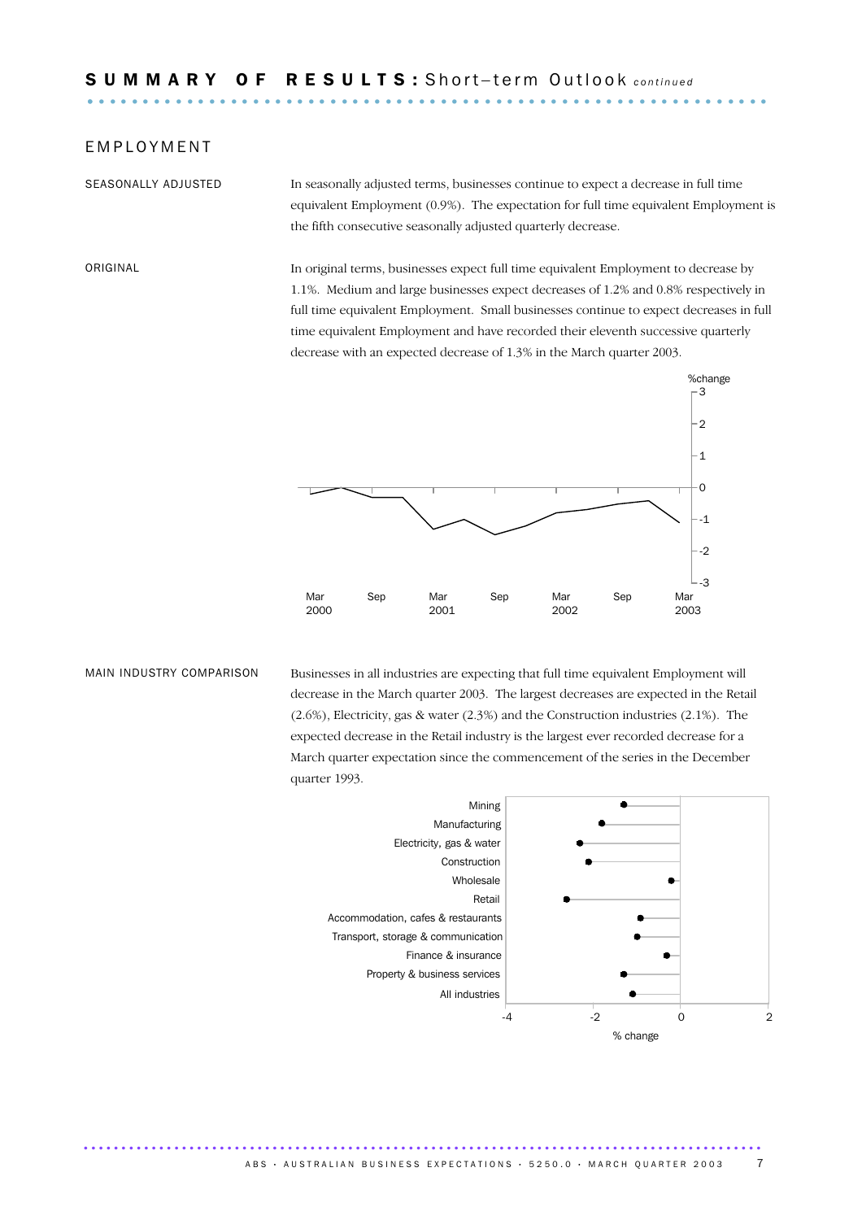# SUMMARY OF RESULTS: Short–term Outlook *continued*

## EMPLOYMENT

SEASONALLY ADJUSTED

In seasonally adjusted terms, businesses continue to expect a decrease in full time equivalent Employment (0.9%). The expectation for full time equivalent Employment is the fifth consecutive seasonally adjusted quarterly decrease.

ORIGINAL

In original terms, businesses expect full time equivalent Employment to decrease by 1.1%. Medium and large businesses expect decreases of 1.2% and 0.8% respectively in full time equivalent Employment. Small businesses continue to expect decreases in full time equivalent Employment and have recorded their eleventh successive quarterly decrease with an expected decrease of 1.3% in the March quarter 2003.

MAIN INDUSTRY COMPARISON

Businesses in all industries are expecting that full time equivalent Employment will decrease in the March quarter 2003. The largest decreases are expected in the Retail (2.6%), Electricity, gas & water (2.3%) and the Construction industries (2.1%). The expected decrease in the Retail industry is the largest ever recorded decrease for a March quarter expectation since the commencement of the series in the December quarter 1993.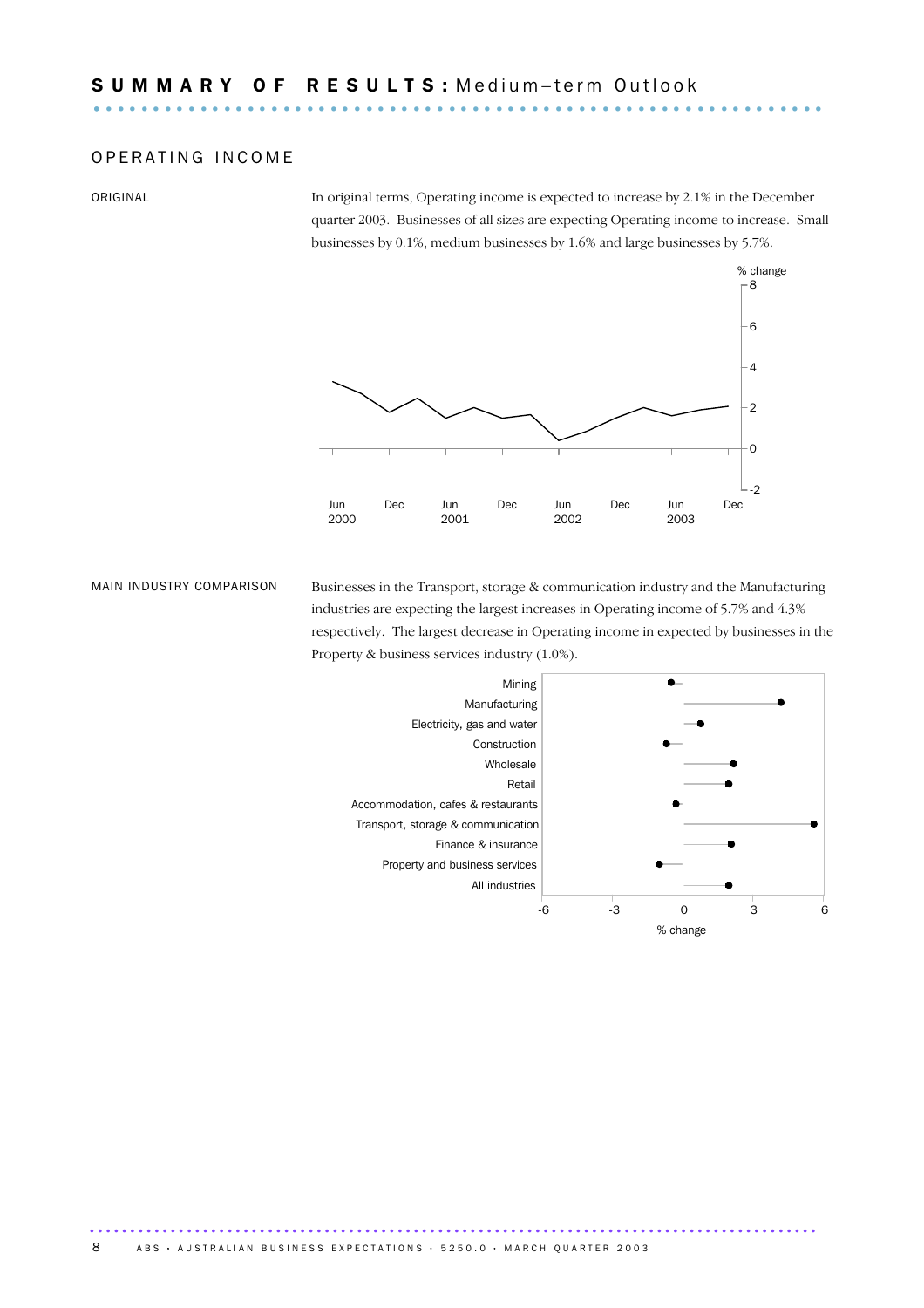## SUMMARY OF RESULTS: Medium–term Outlook

### OPERATING INCOME

ORIGINAL

In original terms, Operating income is expected to increase by 2.1% in the December quarter 2003. Businesses of all sizes are expecting Operating income to increase. Small businesses by 0.1%, medium businesses by 1.6% and large businesses by 5.7%.

MAIN INDUSTRY COMPARISON

Businesses in the Transport, storage & communication industry and the Manufacturing industries are expecting the largest increases in Operating income of 5.7% and 4.3% respectively. The largest decrease in Operating income in expected by businesses in the Property & business services industry (1.0%).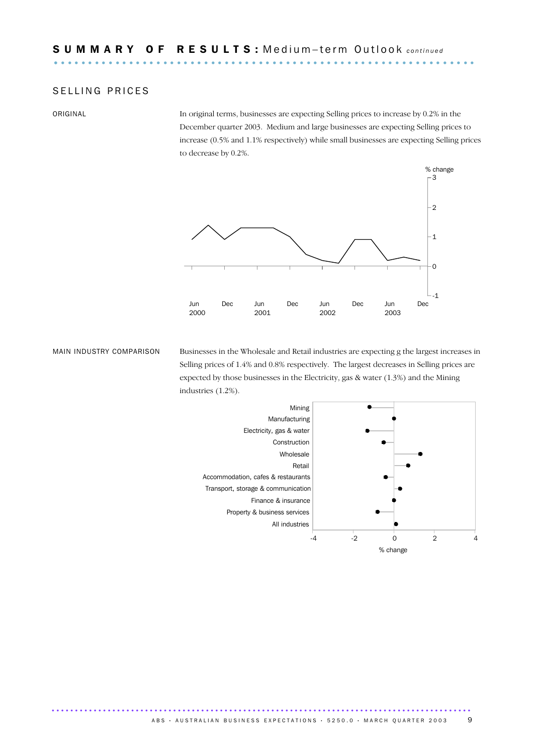## SUMMARY OF RESULTS: Medium–term Outlook *continued*

### SELLING PRICES

ORIGINAL

In original terms, businesses are expecting Selling prices to increase by 0.2% in the December quarter 2003. Medium and large businesses are expecting Selling prices to increase (0.5% and 1.1% respectively) while small businesses are expecting Selling prices to decrease by 0.2%.

MAIN INDUSTRY COMPARISON

Businesses in the Wholesale and Retail industries are expecting g the largest increases in Selling prices of 1.4% and 0.8% respectively. The largest decreases in Selling prices are expected by those businesses in the Electricity, gas & water (1.3%) and the Mining industries (1.2%).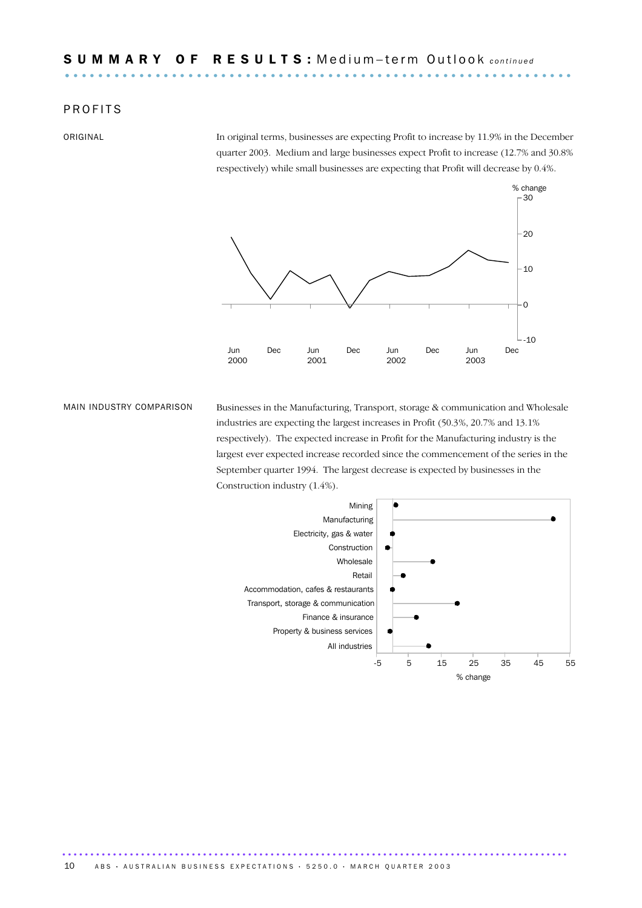## SUMMARY OF RESULTS: Medium–term Outlook *continued*

### PROFITS

ORIGINAL

In original terms, businesses are expecting Profit to increase by 11.9% in the December quarter 2003. Medium and large businesses expect Profit to increase (12.7% and 30.8% respectively) while small businesses are expecting that Profit will decrease by 0.4%.

MAIN INDUSTRY COMPARISON

Businesses in the Manufacturing, Transport, storage & communication and Wholesale industries are expecting the largest increases in Profit (50.3%, 20.7% and 13.1% respectively). The expected increase in Profit for the Manufacturing industry is the largest ever expected increase recorded since the commencement of the series in the September quarter 1994. The largest decrease is expected by businesses in the Construction industry (1.4%).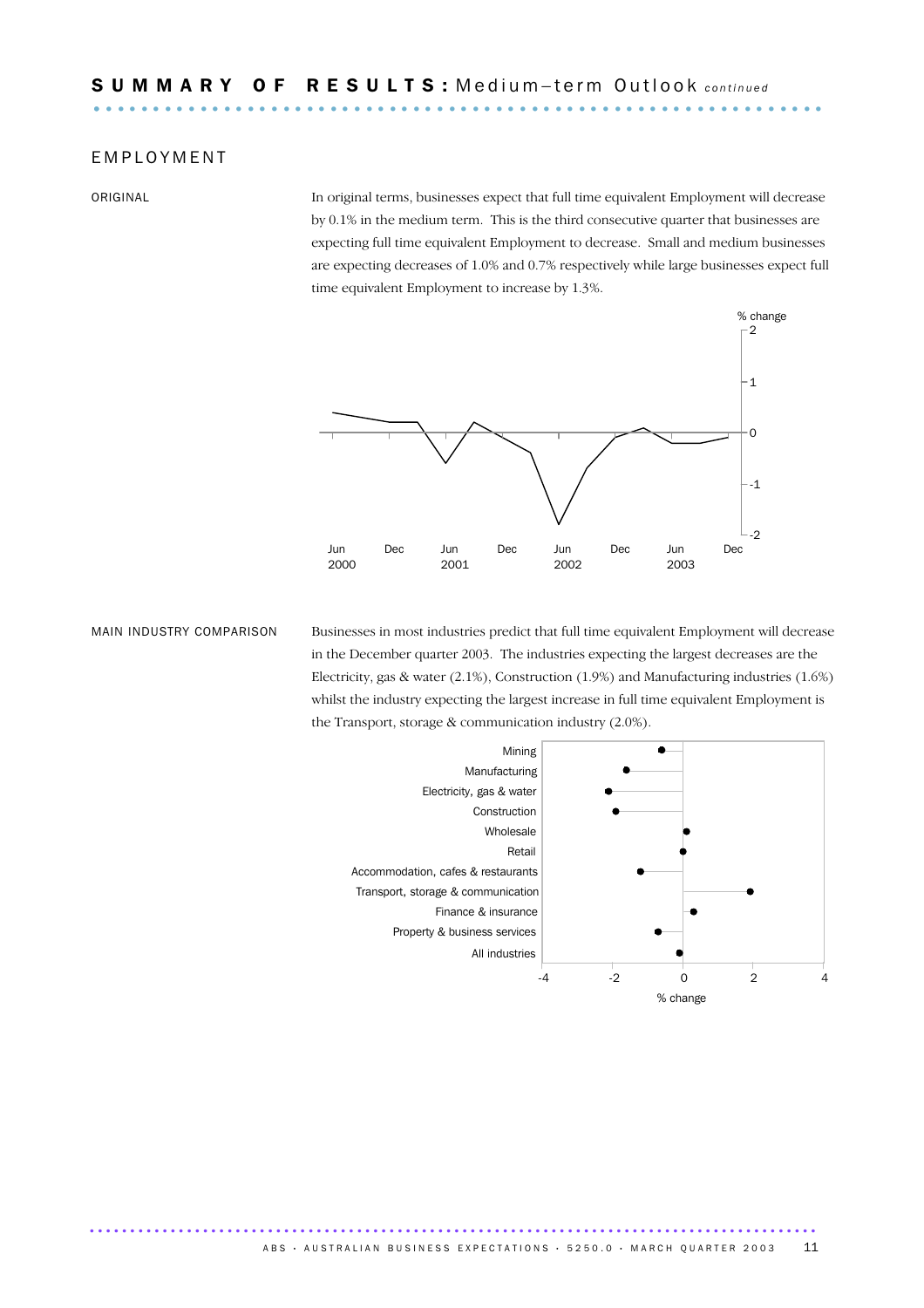## SUMMARY OF RESULTS: Medium–term Outlook *continued*

### EMPLOYMENT

ORIGINAL

In original terms, businesses expect that full time equivalent Employment will decrease by 0.1% in the medium term. This is the third consecutive quarter that businesses are expecting full time equivalent Employment to decrease. Small and medium businesses are expecting decreases of 1.0% and 0.7% respectively while large businesses expect full time equivalent Employment to increase by 1.3%.

MAIN INDUSTRY COMPARISON

Businesses in most industries predict that full time equivalent Employment will decrease in the December quarter 2003. The industries expecting the largest decreases are the Electricity, gas & water (2.1%), Construction (1.9%) and Manufacturing industries (1.6%) whilst the industry expecting the largest increase in full time equivalent Employment is the Transport, storage & communication industry (2.0%).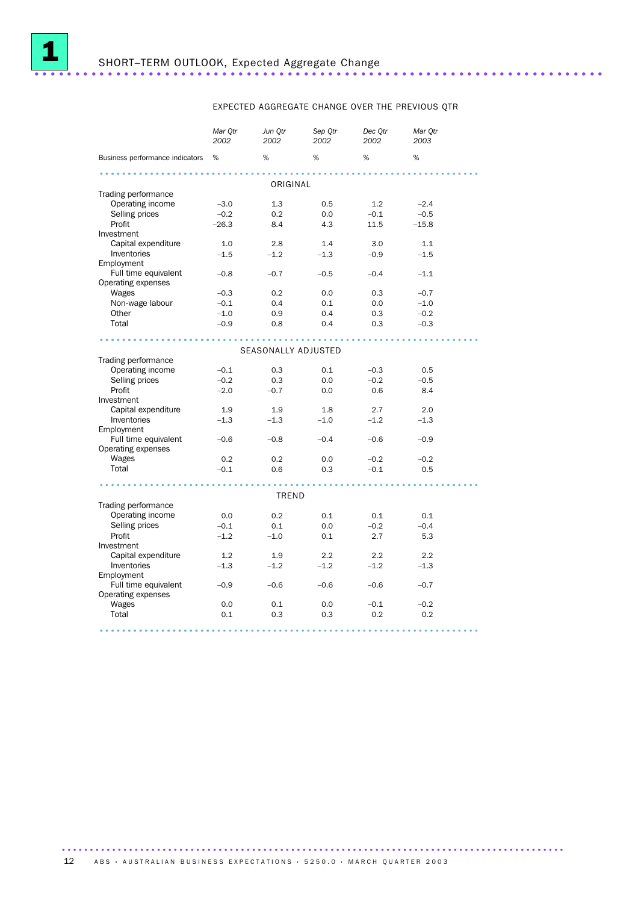# 1 SHORT–TERM OUTLOOK, Expected Aggregate Change

EXPECTED AGGREGATE CHANGE OVER THE PREVIOUS QTR

| Business performance indicators | Mar Qtr 2002 % | Jun Qtr 2002 % | Sep Qtr 2002 % | Dec Qtr 2002 % | Mar Qtr 2003 % |
|---|---|---|---|---|---|
| **ORIGINAL** | | | | | |
| Trading performance | | | | | |
| Operating income | –3.0 | 1.3 | 0.5 | 1.2 | –2.4 |
| Selling prices | –0.2 | 0.2 | 0.0 | –0.1 | –0.5 |
| Profit | –26.3 | 8.4 | 4.3 | 11.5 | –15.8 |
| Investment | | | | | |
| Capital expenditure | 1.0 | 2.8 | 1.4 | 3.0 | 1.1 |
| Inventories | –1.5 | –1.2 | –1.3 | –0.9 | –1.5 |
| Employment | | | | | |
| Full time equivalent | –0.8 | –0.7 | –0.5 | –0.4 | –1.1 |
| Operating expenses | | | | | |
| Wages | –0.3 | 0.2 | 0.0 | 0.3 | –0.7 |
| Non-wage labour | –0.1 | 0.4 | 0.1 | 0.0 | –1.0 |
| Other | –1.0 | 0.9 | 0.4 | 0.3 | –0.2 |
| Total | –0.9 | 0.8 | 0.4 | 0.3 | –0.3 |
| **SEASONALLY ADJUSTED** | | | | | |
| Trading performance | | | | | |
| Operating income | –0.1 | 0.3 | 0.1 | –0.3 | 0.5 |
| Selling prices | –0.2 | 0.3 | 0.0 | –0.2 | –0.5 |
| Profit | –2.0 | –0.7 | 0.0 | 0.6 | 8.4 |
| Investment | | | | | |
| Capital expenditure | 1.9 | 1.9 | 1.8 | 2.7 | 2.0 |
| Inventories | –1.3 | –1.3 | –1.0 | –1.2 | –1.3 |
| Employment | | | | | |
| Full time equivalent | –0.6 | –0.8 | –0.4 | –0.6 | –0.9 |
| Operating expenses | | | | | |
| Wages | 0.2 | 0.2 | 0.0 | –0.2 | –0.2 |
| Total | –0.1 | 0.6 | 0.3 | –0.1 | 0.5 |
| **TREND** | | | | | |
| Trading performance | | | | | |
| Operating income | 0.0 | 0.2 | 0.1 | 0.1 | 0.1 |
| Selling prices | –0.1 | 0.1 | 0.0 | –0.2 | –0.4 |
| Profit | –1.2 | –1.0 | 0.1 | 2.7 | 5.3 |
| Investment | | | | | |
| Capital expenditure | 1.2 | 1.9 | 2.2 | 2.2 | 2.2 |
| Inventories | –1.3 | –1.2 | –1.2 | –1.2 | –1.3 |
| Employment | | | | | |
| Full time equivalent | –0.9 | –0.6 | –0.6 | –0.6 | –0.7 |
| Operating expenses | | | | | |
| Wages | 0.0 | 0.1 | 0.0 | –0.1 | –0.2 |
| Total | 0.1 | 0.3 | 0.3 | 0.2 | 0.2 |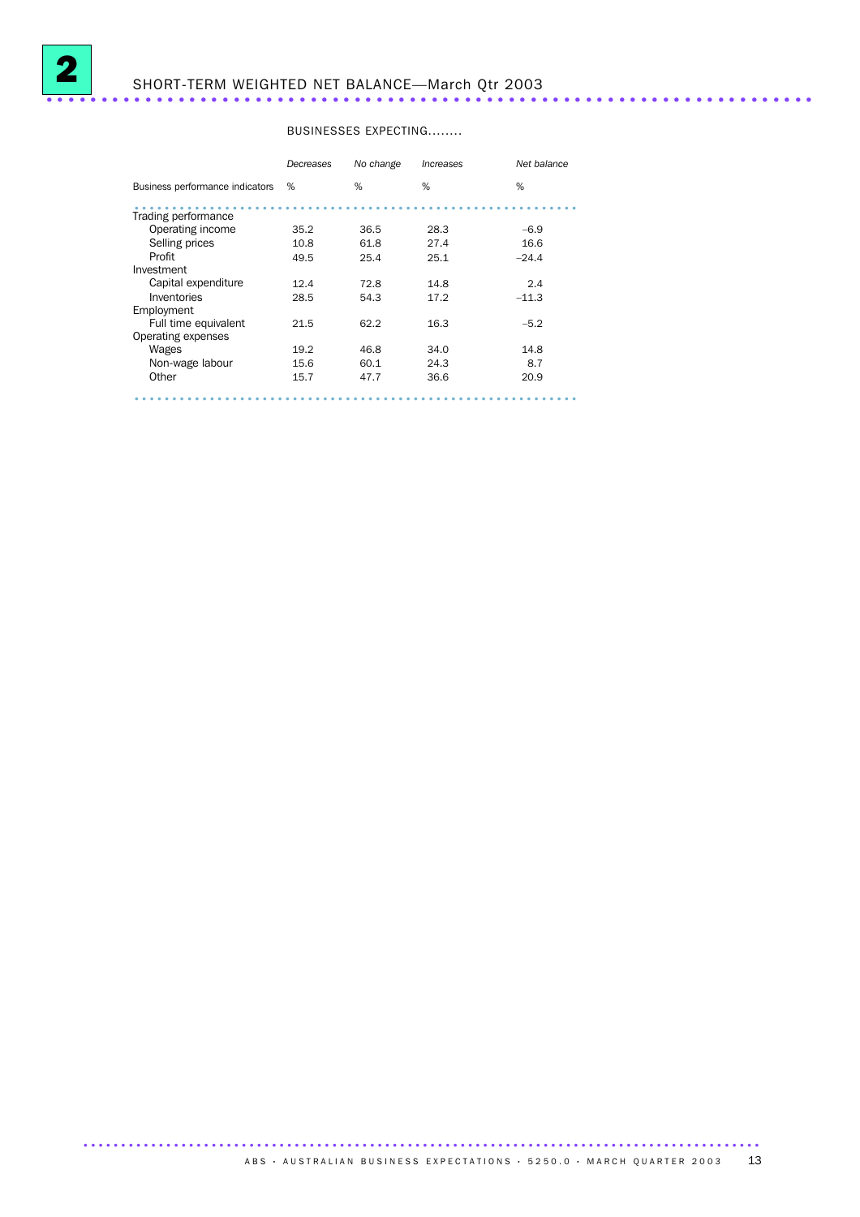## 2 SHORT-TERM WEIGHTED NET BALANCE—March Qtr 2003

| | BUSINESSES EXPECTING........ | | | |
|---|---|---|---|---|
| | *Decreases* | *No change* | *Increases* | *Net balance* |
| Business performance indicators | % | % | % | % |
| Trading performance | | | | |
| Operating income | 35.2 | 36.5 | 28.3 | –6.9 |
| Selling prices | 10.8 | 61.8 | 27.4 | 16.6 |
| Profit | 49.5 | 25.4 | 25.1 | –24.4 |
| Investment | | | | |
| Capital expenditure | 12.4 | 72.8 | 14.8 | 2.4 |
| Inventories | 28.5 | 54.3 | 17.2 | –11.3 |
| Employment | | | | |
| Full time equivalent | 21.5 | 62.2 | 16.3 | –5.2 |
| Operating expenses | | | | |
| Wages | 19.2 | 46.8 | 34.0 | 14.8 |
| Non-wage labour | 15.6 | 60.1 | 24.3 | 8.7 |
| Other | 15.7 | 47.7 | 36.6 | 20.9 |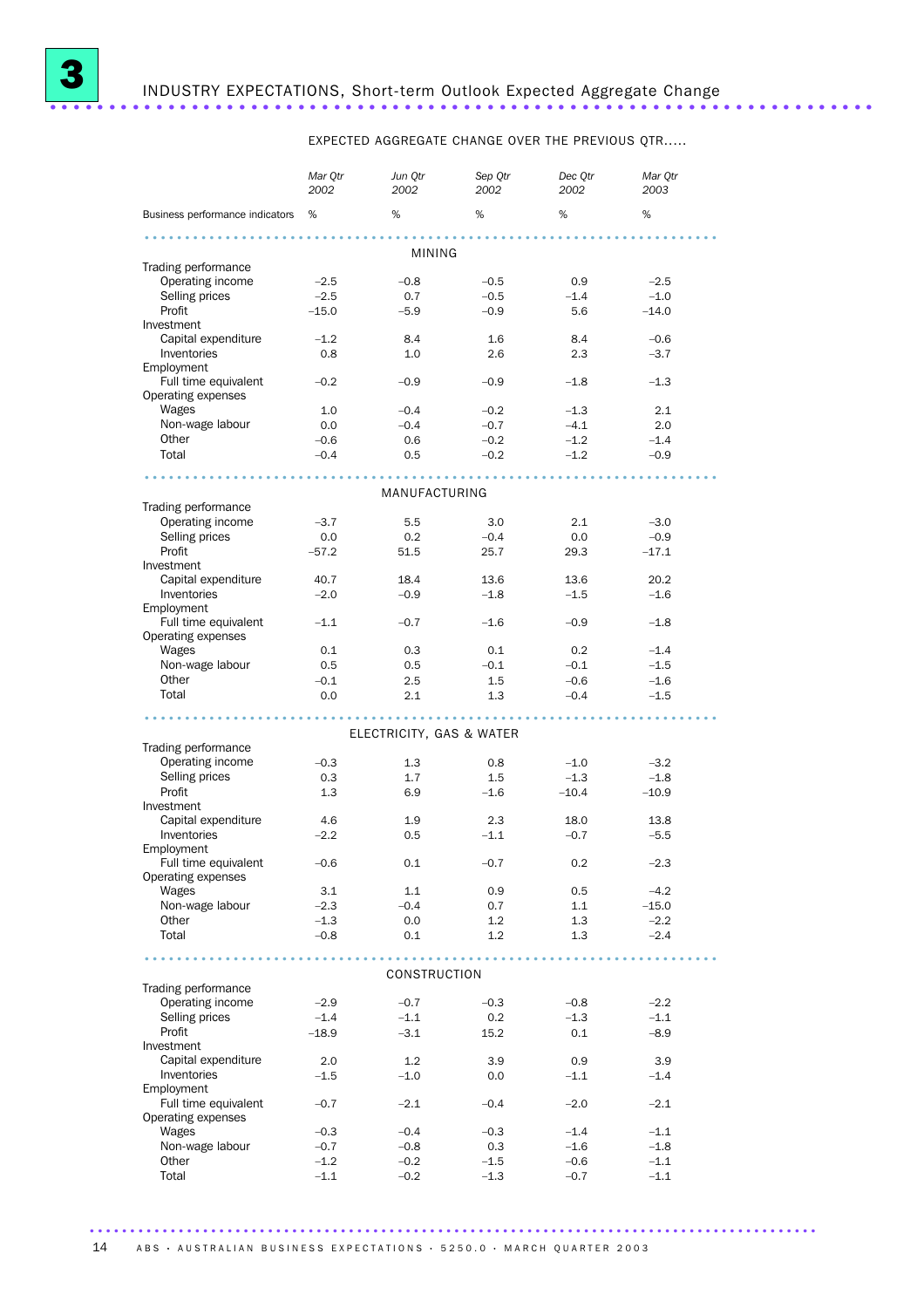## 3 INDUSTRY EXPECTATIONS, Short-term Outlook Expected Aggregate Change

| | EXPECTED AGGREGATE CHANGE OVER THE PREVIOUS QTR..... | | | | |
|---|---|---|---|---|---|
| | *Mar Qtr 2002* | *Jun Qtr 2002* | *Sep Qtr 2002* | *Dec Qtr 2002* | *Mar Qtr 2003* |
| Business performance indicators | % | % | % | % | % |
| **MINING** | | | | | |
| Trading performance | | | | | |
| Operating income | –2.5 | –0.8 | –0.5 | 0.9 | –2.5 |
| Selling prices | –2.5 | 0.7 | –0.5 | –1.4 | –1.0 |
| Profit | –15.0 | –5.9 | –0.9 | 5.6 | –14.0 |
| Investment | | | | | |
| Capital expenditure | –1.2 | 8.4 | 1.6 | 8.4 | –0.6 |
| Inventories | 0.8 | 1.0 | 2.6 | 2.3 | –3.7 |
| Employment | | | | | |
| Full time equivalent | –0.2 | –0.9 | –0.9 | –1.8 | –1.3 |
| Operating expenses | | | | | |
| Wages | 1.0 | –0.4 | –0.2 | –1.3 | 2.1 |
| Non-wage labour | 0.0 | –0.4 | –0.7 | –4.1 | 2.0 |
| Other | –0.6 | 0.6 | –0.2 | –1.2 | –1.4 |
| Total | –0.4 | 0.5 | –0.2 | –1.2 | –0.9 |
| **MANUFACTURING** | | | | | |
| Trading performance | | | | | |
| Operating income | –3.7 | 5.5 | 3.0 | 2.1 | –3.0 |
| Selling prices | 0.0 | 0.2 | –0.4 | 0.0 | –0.9 |
| Profit | –57.2 | 51.5 | 25.7 | 29.3 | –17.1 |
| Investment | | | | | |
| Capital expenditure | 40.7 | 18.4 | 13.6 | 13.6 | 20.2 |
| Inventories | –2.0 | –0.9 | –1.8 | –1.5 | –1.6 |
| Employment | | | | | |
| Full time equivalent | –1.1 | –0.7 | –1.6 | –0.9 | –1.8 |
| Operating expenses | | | | | |
| Wages | 0.1 | 0.3 | 0.1 | 0.2 | –1.4 |
| Non-wage labour | 0.5 | 0.5 | –0.1 | –0.1 | –1.5 |
| Other | –0.1 | 2.5 | 1.5 | –0.6 | –1.6 |
| Total | 0.0 | 2.1 | 1.3 | –0.4 | –1.5 |
| **ELECTRICITY, GAS & WATER** | | | | | |
| Trading performance | | | | | |
| Operating income | –0.3 | 1.3 | 0.8 | –1.0 | –3.2 |
| Selling prices | 0.3 | 1.7 | 1.5 | –1.3 | –1.8 |
| Profit | 1.3 | 6.9 | –1.6 | –10.4 | –10.9 |
| Investment | | | | | |
| Capital expenditure | 4.6 | 1.9 | 2.3 | 18.0 | 13.8 |
| Inventories | –2.2 | 0.5 | –1.1 | –0.7 | –5.5 |
| Employment | | | | | |
| Full time equivalent | –0.6 | 0.1 | –0.7 | 0.2 | –2.3 |
| Operating expenses | | | | | |
| Wages | 3.1 | 1.1 | 0.9 | 0.5 | –4.2 |
| Non-wage labour | –2.3 | –0.4 | 0.7 | 1.1 | –15.0 |
| Other | –1.3 | 0.0 | 1.2 | 1.3 | –2.2 |
| Total | –0.8 | 0.1 | 1.2 | 1.3 | –2.4 |
| **CONSTRUCTION** | | | | | |
| Trading performance | | | | | |
| Operating income | –2.9 | –0.7 | –0.3 | –0.8 | –2.2 |
| Selling prices | –1.4 | –1.1 | 0.2 | –1.3 | –1.1 |
| Profit | –18.9 | –3.1 | 15.2 | 0.1 | –8.9 |
| Investment | | | | | |
| Capital expenditure | 2.0 | 1.2 | 3.9 | 0.9 | 3.9 |
| Inventories | –1.5 | –1.0 | 0.0 | –1.1 | –1.4 |
| Employment | | | | | |
| Full time equivalent | –0.7 | –2.1 | –0.4 | –2.0 | –2.1 |
| Operating expenses | | | | | |
| Wages | –0.3 | –0.4 | –0.3 | –1.4 | –1.1 |
| Non-wage labour | –0.7 | –0.8 | 0.3 | –1.6 | –1.8 |
| Other | –1.2 | –0.2 | –1.5 | –0.6 | –1.1 |
| Total | –1.1 | –0.2 | –1.3 | –0.7 | –1.1 |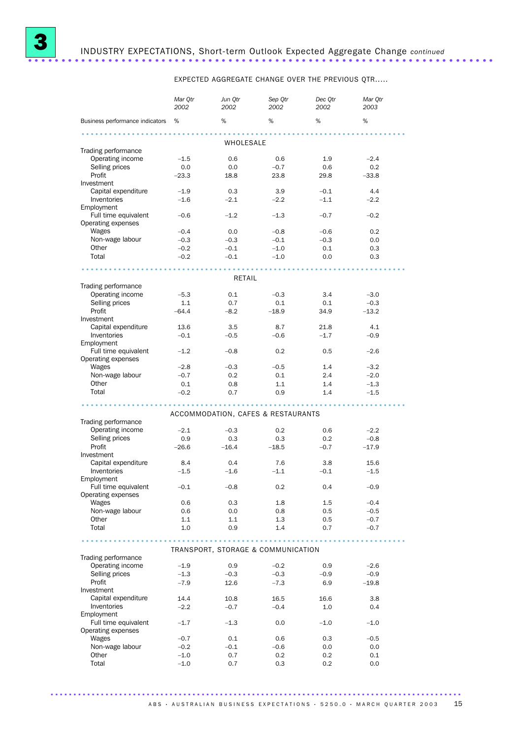# 3 INDUSTRY EXPECTATIONS, Short-term Outlook Expected Aggregate Change *continued*

| | EXPECTED AGGREGATE CHANGE OVER THE PREVIOUS QTR..... | | | | |
|---|---|---|---|---|---|
| | *Mar Qtr 2002* | *Jun Qtr 2002* | *Sep Qtr 2002* | *Dec Qtr 2002* | *Mar Qtr 2003* |
| Business performance indicators | % | % | % | % | % |
| **WHOLESALE** | | | | | |
| Trading performance | | | | | |
| Operating income | –1.5 | 0.6 | 0.6 | 1.9 | –2.4 |
| Selling prices | 0.0 | 0.0 | –0.7 | 0.6 | 0.2 |
| Profit | –23.3 | 18.8 | 23.8 | 29.8 | –33.8 |
| Investment | | | | | |
| Capital expenditure | –1.9 | 0.3 | 3.9 | –0.1 | 4.4 |
| Inventories | –1.6 | –2.1 | –2.2 | –1.1 | –2.2 |
| Employment | | | | | |
| Full time equivalent | –0.6 | –1.2 | –1.3 | –0.7 | –0.2 |
| Operating expenses | | | | | |
| Wages | –0.4 | 0.0 | –0.8 | –0.6 | 0.2 |
| Non-wage labour | –0.3 | –0.3 | –0.1 | –0.3 | 0.0 |
| Other | –0.2 | –0.1 | –1.0 | 0.1 | 0.3 |
| Total | –0.2 | –0.1 | –1.0 | 0.0 | 0.3 |
| **RETAIL** | | | | | |
| Trading performance | | | | | |
| Operating income | –5.3 | 0.1 | –0.3 | 3.4 | –3.0 |
| Selling prices | 1.1 | 0.7 | 0.1 | 0.1 | –0.3 |
| Profit | –64.4 | –8.2 | –18.9 | 34.9 | –13.2 |
| Investment | | | | | |
| Capital expenditure | 13.6 | 3.5 | 8.7 | 21.8 | 4.1 |
| Inventories | –0.1 | –0.5 | –0.6 | –1.7 | –0.9 |
| Employment | | | | | |
| Full time equivalent | –1.2 | –0.8 | 0.2 | 0.5 | –2.6 |
| Operating expenses | | | | | |
| Wages | –2.8 | –0.3 | –0.5 | 1.4 | –3.2 |
| Non-wage labour | –0.7 | 0.2 | 0.1 | 2.4 | –2.0 |
| Other | 0.1 | 0.8 | 1.1 | 1.4 | –1.3 |
| Total | –0.2 | 0.7 | 0.9 | 1.4 | –1.5 |
| **ACCOMMODATION, CAFES & RESTAURANTS** | | | | | |
| Trading performance | | | | | |
| Operating income | –2.1 | –0.3 | 0.2 | 0.6 | –2.2 |
| Selling prices | 0.9 | 0.3 | 0.3 | 0.2 | –0.8 |
| Profit | –26.6 | –16.4 | –18.5 | –0.7 | –17.9 |
| Investment | | | | | |
| Capital expenditure | 8.4 | 0.4 | 7.6 | 3.8 | 15.6 |
| Inventories | –1.5 | –1.6 | –1.1 | –0.1 | –1.5 |
| Employment | | | | | |
| Full time equivalent | –0.1 | –0.8 | 0.2 | 0.4 | –0.9 |
| Operating expenses | | | | | |
| Wages | 0.6 | 0.3 | 1.8 | 1.5 | –0.4 |
| Non-wage labour | 0.6 | 0.0 | 0.8 | 0.5 | –0.5 |
| Other | 1.1 | 1.1 | 1.3 | 0.5 | –0.7 |
| Total | 1.0 | 0.9 | 1.4 | 0.7 | –0.7 |
| **TRANSPORT, STORAGE & COMMUNICATION** | | | | | |
| Trading performance | | | | | |
| Operating income | –1.9 | 0.9 | –0.2 | 0.9 | –2.6 |
| Selling prices | –1.3 | –0.3 | –0.3 | –0.9 | –0.9 |
| Profit | –7.9 | 12.6 | –7.3 | 6.9 | –19.8 |
| Investment | | | | | |
| Capital expenditure | 14.4 | 10.8 | 16.5 | 16.6 | 3.8 |
| Inventories | –2.2 | –0.7 | –0.4 | 1.0 | 0.4 |
| Employment | | | | | |
| Full time equivalent | –1.7 | –1.3 | 0.0 | –1.0 | –1.0 |
| Operating expenses | | | | | |
| Wages | –0.7 | 0.1 | 0.6 | 0.3 | –0.5 |
| Non-wage labour | –0.2 | –0.1 | –0.6 | 0.0 | 0.0 |
| Other | –1.0 | 0.7 | 0.2 | 0.2 | 0.1 |
| Total | –1.0 | 0.7 | 0.3 | 0.2 | 0.0 |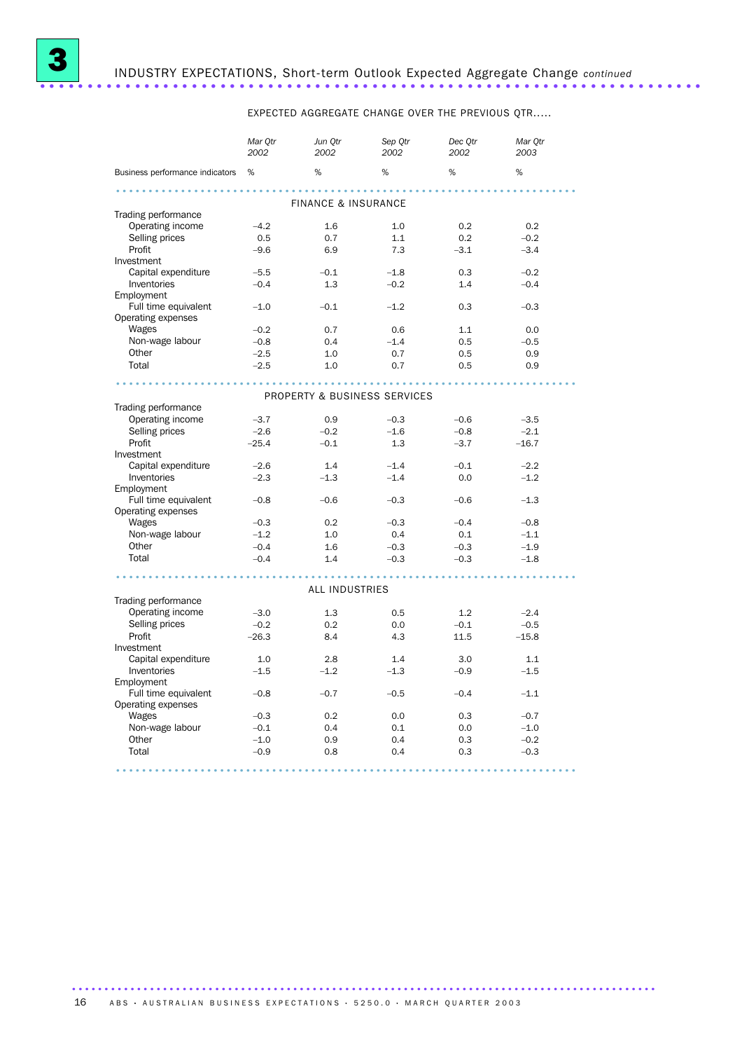# 3 INDUSTRY EXPECTATIONS, Short-term Outlook Expected Aggregate Change *continued*

| | EXPECTED AGGREGATE CHANGE OVER THE PREVIOUS QTR..... | | | | |
|---|---|---|---|---|---|
| | *Mar Qtr 2002* | *Jun Qtr 2002* | *Sep Qtr 2002* | *Dec Qtr 2002* | *Mar Qtr 2003* |
| Business performance indicators | % | % | % | % | % |
| **FINANCE & INSURANCE** | | | | | |
| Trading performance | | | | | |
| Operating income | –4.2 | 1.6 | 1.0 | 0.2 | 0.2 |
| Selling prices | 0.5 | 0.7 | 1.1 | 0.2 | –0.2 |
| Profit | –9.6 | 6.9 | 7.3 | –3.1 | –3.4 |
| Investment | | | | | |
| Capital expenditure | –5.5 | –0.1 | –1.8 | 0.3 | –0.2 |
| Inventories | –0.4 | 1.3 | –0.2 | 1.4 | –0.4 |
| Employment | | | | | |
| Full time equivalent | –1.0 | –0.1 | –1.2 | 0.3 | –0.3 |
| Operating expenses | | | | | |
| Wages | –0.2 | 0.7 | 0.6 | 1.1 | 0.0 |
| Non-wage labour | –0.8 | 0.4 | –1.4 | 0.5 | –0.5 |
| Other | –2.5 | 1.0 | 0.7 | 0.5 | 0.9 |
| Total | –2.5 | 1.0 | 0.7 | 0.5 | 0.9 |
| **PROPERTY & BUSINESS SERVICES** | | | | | |
| Trading performance | | | | | |
| Operating income | –3.7 | 0.9 | –0.3 | –0.6 | –3.5 |
| Selling prices | –2.6 | –0.2 | –1.6 | –0.8 | –2.1 |
| Profit | –25.4 | –0.1 | 1.3 | –3.7 | –16.7 |
| Investment | | | | | |
| Capital expenditure | –2.6 | 1.4 | –1.4 | –0.1 | –2.2 |
| Inventories | –2.3 | –1.3 | –1.4 | 0.0 | –1.2 |
| Employment | | | | | |
| Full time equivalent | –0.8 | –0.6 | –0.3 | –0.6 | –1.3 |
| Operating expenses | | | | | |
| Wages | –0.3 | 0.2 | –0.3 | –0.4 | –0.8 |
| Non-wage labour | –1.2 | 1.0 | 0.4 | 0.1 | –1.1 |
| Other | –0.4 | 1.6 | –0.3 | –0.3 | –1.9 |
| Total | –0.4 | 1.4 | –0.3 | –0.3 | –1.8 |
| **ALL INDUSTRIES** | | | | | |
| Trading performance | | | | | |
| Operating income | –3.0 | 1.3 | 0.5 | 1.2 | –2.4 |
| Selling prices | –0.2 | 0.2 | 0.0 | –0.1 | –0.5 |
| Profit | –26.3 | 8.4 | 4.3 | 11.5 | –15.8 |
| Investment | | | | | |
| Capital expenditure | 1.0 | 2.8 | 1.4 | 3.0 | 1.1 |
| Inventories | –1.5 | –1.2 | –1.3 | –0.9 | –1.5 |
| Employment | | | | | |
| Full time equivalent | –0.8 | –0.7 | –0.5 | –0.4 | –1.1 |
| Operating expenses | | | | | |
| Wages | –0.3 | 0.2 | 0.0 | 0.3 | –0.7 |
| Non-wage labour | –0.1 | 0.4 | 0.1 | 0.0 | –1.0 |
| Other | –1.0 | 0.9 | 0.4 | 0.3 | –0.2 |
| Total | –0.9 | 0.8 | 0.4 | 0.3 | –0.3 |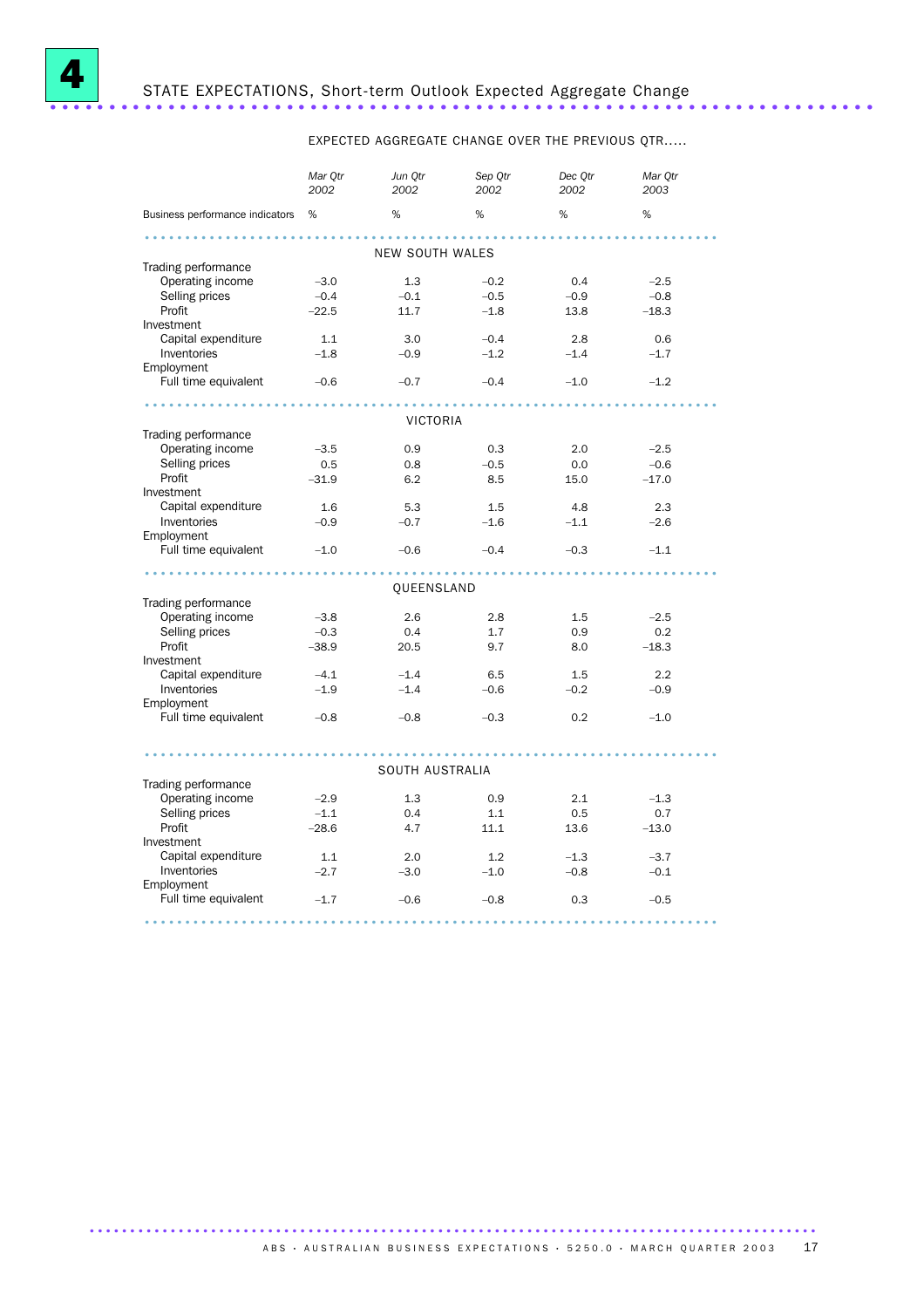# 4 STATE EXPECTATIONS, Short-term Outlook Expected Aggregate Change

EXPECTED AGGREGATE CHANGE OVER THE PREVIOUS QTR.....

| Business performance indicators | Mar Qtr 2002 | Jun Qtr 2002 | Sep Qtr 2002 | Dec Qtr 2002 | Mar Qtr 2003 |
|---|---|---|---|---|---|
| | % | % | % | % | % |
| **NEW SOUTH WALES** | | | | | |
| Trading performance | | | | | |
| Operating income | –3.0 | 1.3 | –0.2 | 0.4 | –2.5 |
| Selling prices | –0.4 | –0.1 | –0.5 | –0.9 | –0.8 |
| Profit | –22.5 | 11.7 | –1.8 | 13.8 | –18.3 |
| Investment | | | | | |
| Capital expenditure | 1.1 | 3.0 | –0.4 | 2.8 | 0.6 |
| Inventories | –1.8 | –0.9 | –1.2 | –1.4 | –1.7 |
| Employment | | | | | |
| Full time equivalent | –0.6 | –0.7 | –0.4 | –1.0 | –1.2 |
| **VICTORIA** | | | | | |
| Trading performance | | | | | |
| Operating income | –3.5 | 0.9 | 0.3 | 2.0 | –2.5 |
| Selling prices | 0.5 | 0.8 | –0.5 | 0.0 | –0.6 |
| Profit | –31.9 | 6.2 | 8.5 | 15.0 | –17.0 |
| Investment | | | | | |
| Capital expenditure | 1.6 | 5.3 | 1.5 | 4.8 | 2.3 |
| Inventories | –0.9 | –0.7 | –1.6 | –1.1 | –2.6 |
| Employment | | | | | |
| Full time equivalent | –1.0 | –0.6 | –0.4 | –0.3 | –1.1 |
| **QUEENSLAND** | | | | | |
| Trading performance | | | | | |
| Operating income | –3.8 | 2.6 | 2.8 | 1.5 | –2.5 |
| Selling prices | –0.3 | 0.4 | 1.7 | 0.9 | 0.2 |
| Profit | –38.9 | 20.5 | 9.7 | 8.0 | –18.3 |
| Investment | | | | | |
| Capital expenditure | –4.1 | –1.4 | 6.5 | 1.5 | 2.2 |
| Inventories | –1.9 | –1.4 | –0.6 | –0.2 | –0.9 |
| Employment | | | | | |
| Full time equivalent | –0.8 | –0.8 | –0.3 | 0.2 | –1.0 |
| **SOUTH AUSTRALIA** | | | | | |
| Trading performance | | | | | |
| Operating income | –2.9 | 1.3 | 0.9 | 2.1 | –1.3 |
| Selling prices | –1.1 | 0.4 | 1.1 | 0.5 | 0.7 |
| Profit | –28.6 | 4.7 | 11.1 | 13.6 | –13.0 |
| Investment | | | | | |
| Capital expenditure | 1.1 | 2.0 | 1.2 | –1.3 | –3.7 |
| Inventories | –2.7 | –3.0 | –1.0 | –0.8 | –0.1 |
| Employment | | | | | |
| Full time equivalent | –1.7 | –0.6 | –0.8 | 0.3 | –0.5 |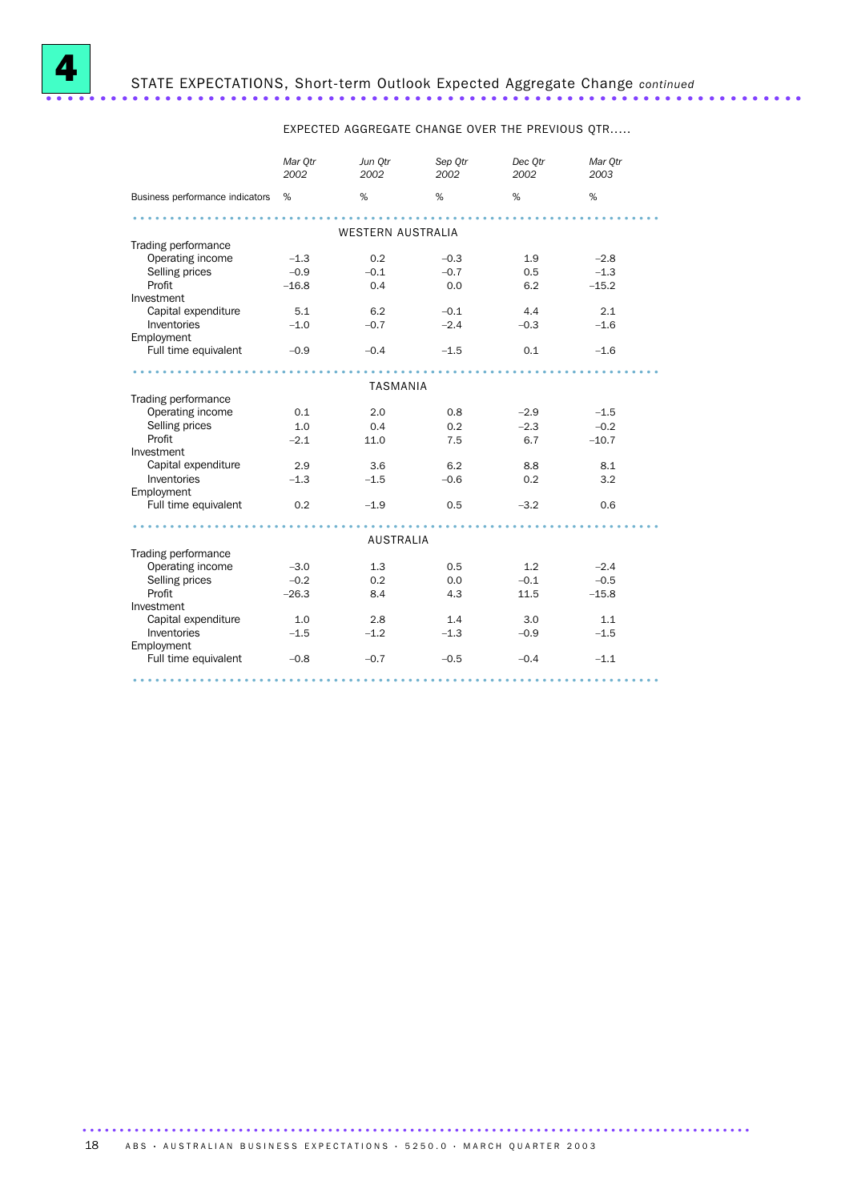# 4 STATE EXPECTATIONS, Short-term Outlook Expected Aggregate Change *continued*

| | EXPECTED AGGREGATE CHANGE OVER THE PREVIOUS QTR..... | | | | |
|---|---|---|---|---|---|
| | *Mar Qtr 2002* | *Jun Qtr 2002* | *Sep Qtr 2002* | *Dec Qtr 2002* | *Mar Qtr 2003* |
| Business performance indicators | % | % | % | % | % |
| | | | WESTERN AUSTRALIA | | |
| Trading performance | | | | | |
| Operating income | –1.3 | 0.2 | –0.3 | 1.9 | –2.8 |
| Selling prices | –0.9 | –0.1 | –0.7 | 0.5 | –1.3 |
| Profit | –16.8 | 0.4 | 0.0 | 6.2 | –15.2 |
| Investment | | | | | |
| Capital expenditure | 5.1 | 6.2 | –0.1 | 4.4 | 2.1 |
| Inventories | –1.0 | –0.7 | –2.4 | –0.3 | –1.6 |
| Employment | | | | | |
| Full time equivalent | –0.9 | –0.4 | –1.5 | 0.1 | –1.6 |
| | | | TASMANIA | | |
| Trading performance | | | | | |
| Operating income | 0.1 | 2.0 | 0.8 | –2.9 | –1.5 |
| Selling prices | 1.0 | 0.4 | 0.2 | –2.3 | –0.2 |
| Profit | –2.1 | 11.0 | 7.5 | 6.7 | –10.7 |
| Investment | | | | | |
| Capital expenditure | 2.9 | 3.6 | 6.2 | 8.8 | 8.1 |
| Inventories | –1.3 | –1.5 | –0.6 | 0.2 | 3.2 |
| Employment | | | | | |
| Full time equivalent | 0.2 | –1.9 | 0.5 | –3.2 | 0.6 |
| | | | AUSTRALIA | | |
| Trading performance | | | | | |
| Operating income | –3.0 | 1.3 | 0.5 | 1.2 | –2.4 |
| Selling prices | –0.2 | 0.2 | 0.0 | –0.1 | –0.5 |
| Profit | –26.3 | 8.4 | 4.3 | 11.5 | –15.8 |
| Investment | | | | | |
| Capital expenditure | 1.0 | 2.8 | 1.4 | 3.0 | 1.1 |
| Inventories | –1.5 | –1.2 | –1.3 | –0.9 | –1.5 |
| Employment | | | | | |
| Full time equivalent | –0.8 | –0.7 | –0.5 | –0.4 | –1.1 |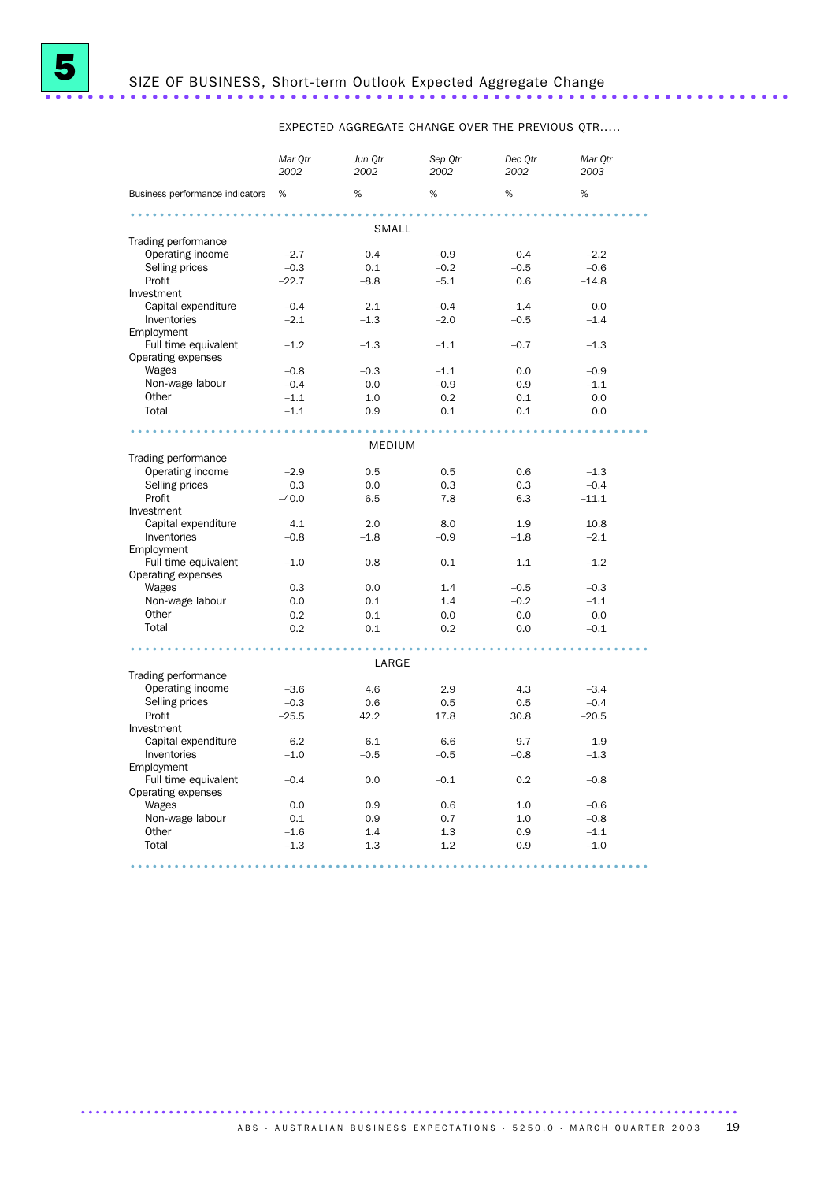# 5 SIZE OF BUSINESS, Short-term Outlook Expected Aggregate Change

| | EXPECTED AGGREGATE CHANGE OVER THE PREVIOUS QTR..... | | | | |
|---|---|---|---|---|---|
| | *Mar Qtr 2002* | *Jun Qtr 2002* | *Sep Qtr 2002* | *Dec Qtr 2002* | *Mar Qtr 2003* |
| Business performance indicators | % | % | % | % | % |
| **SMALL** | | | | | |
| Trading performance | | | | | |
| Operating income | –2.7 | –0.4 | –0.9 | –0.4 | –2.2 |
| Selling prices | –0.3 | 0.1 | –0.2 | –0.5 | –0.6 |
| Profit | –22.7 | –8.8 | –5.1 | 0.6 | –14.8 |
| Investment | | | | | |
| Capital expenditure | –0.4 | 2.1 | –0.4 | 1.4 | 0.0 |
| Inventories | –2.1 | –1.3 | –2.0 | –0.5 | –1.4 |
| Employment | | | | | |
| Full time equivalent | –1.2 | –1.3 | –1.1 | –0.7 | –1.3 |
| Operating expenses | | | | | |
| Wages | –0.8 | –0.3 | –1.1 | 0.0 | –0.9 |
| Non-wage labour | –0.4 | 0.0 | –0.9 | –0.9 | –1.1 |
| Other | –1.1 | 1.0 | 0.2 | 0.1 | 0.0 |
| Total | –1.1 | 0.9 | 0.1 | 0.1 | 0.0 |
| **MEDIUM** | | | | | |
| Trading performance | | | | | |
| Operating income | –2.9 | 0.5 | 0.5 | 0.6 | –1.3 |
| Selling prices | 0.3 | 0.0 | 0.3 | 0.3 | –0.4 |
| Profit | –40.0 | 6.5 | 7.8 | 6.3 | –11.1 |
| Investment | | | | | |
| Capital expenditure | 4.1 | 2.0 | 8.0 | 1.9 | 10.8 |
| Inventories | –0.8 | –1.8 | –0.9 | –1.8 | –2.1 |
| Employment | | | | | |
| Full time equivalent | –1.0 | –0.8 | 0.1 | –1.1 | –1.2 |
| Operating expenses | | | | | |
| Wages | 0.3 | 0.0 | 1.4 | –0.5 | –0.3 |
| Non-wage labour | 0.0 | 0.1 | 1.4 | –0.2 | –1.1 |
| Other | 0.2 | 0.1 | 0.0 | 0.0 | 0.0 |
| Total | 0.2 | 0.1 | 0.2 | 0.0 | –0.1 |
| **LARGE** | | | | | |
| Trading performance | | | | | |
| Operating income | –3.6 | 4.6 | 2.9 | 4.3 | –3.4 |
| Selling prices | –0.3 | 0.6 | 0.5 | 0.5 | –0.4 |
| Profit | –25.5 | 42.2 | 17.8 | 30.8 | –20.5 |
| Investment | | | | | |
| Capital expenditure | 6.2 | 6.1 | 6.6 | 9.7 | 1.9 |
| Inventories | –1.0 | –0.5 | –0.5 | –0.8 | –1.3 |
| Employment | | | | | |
| Full time equivalent | –0.4 | 0.0 | –0.1 | 0.2 | –0.8 |
| Operating expenses | | | | | |
| Wages | 0.0 | 0.9 | 0.6 | 1.0 | –0.6 |
| Non-wage labour | 0.1 | 0.9 | 0.7 | 1.0 | –0.8 |
| Other | –1.6 | 1.4 | 1.3 | 0.9 | –1.1 |
| Total | –1.3 | 1.3 | 1.2 | 0.9 | –1.0 |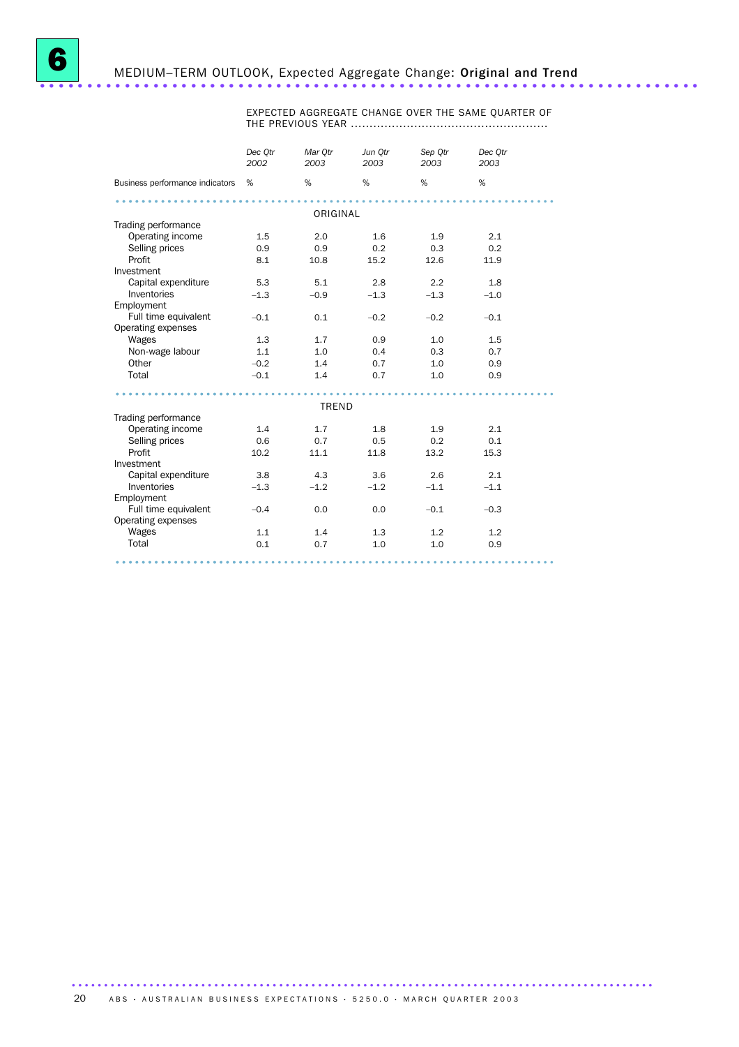# 6 MEDIUM–TERM OUTLOOK, Expected Aggregate Change: **Original and Trend**

| | EXPECTED AGGREGATE CHANGE OVER THE SAME QUARTER OF THE PREVIOUS YEAR | | | | |
|---|---|---|---|---|---|
| | *Dec Qtr 2002* | *Mar Qtr 2003* | *Jun Qtr 2003* | *Sep Qtr 2003* | *Dec Qtr 2003* |
| Business performance indicators | % | % | % | % | % |
| **ORIGINAL** | | | | | |
| Trading performance | | | | | |
| Operating income | 1.5 | 2.0 | 1.6 | 1.9 | 2.1 |
| Selling prices | 0.9 | 0.9 | 0.2 | 0.3 | 0.2 |
| Profit | 8.1 | 10.8 | 15.2 | 12.6 | 11.9 |
| Investment | | | | | |
| Capital expenditure | 5.3 | 5.1 | 2.8 | 2.2 | 1.8 |
| Inventories | –1.3 | –0.9 | –1.3 | –1.3 | –1.0 |
| Employment | | | | | |
| Full time equivalent | –0.1 | 0.1 | –0.2 | –0.2 | –0.1 |
| Operating expenses | | | | | |
| Wages | 1.3 | 1.7 | 0.9 | 1.0 | 1.5 |
| Non-wage labour | 1.1 | 1.0 | 0.4 | 0.3 | 0.7 |
| Other | –0.2 | 1.4 | 0.7 | 1.0 | 0.9 |
| Total | –0.1 | 1.4 | 0.7 | 1.0 | 0.9 |
| **TREND** | | | | | |
| Trading performance | | | | | |
| Operating income | 1.4 | 1.7 | 1.8 | 1.9 | 2.1 |
| Selling prices | 0.6 | 0.7 | 0.5 | 0.2 | 0.1 |
| Profit | 10.2 | 11.1 | 11.8 | 13.2 | 15.3 |
| Investment | | | | | |
| Capital expenditure | 3.8 | 4.3 | 3.6 | 2.6 | 2.1 |
| Inventories | –1.3 | –1.2 | –1.2 | –1.1 | –1.1 |
| Employment | | | | | |
| Full time equivalent | –0.4 | 0.0 | 0.0 | –0.1 | –0.3 |
| Operating expenses | | | | | |
| Wages | 1.1 | 1.4 | 1.3 | 1.2 | 1.2 |
| Total | 0.1 | 0.7 | 1.0 | 1.0 | 0.9 |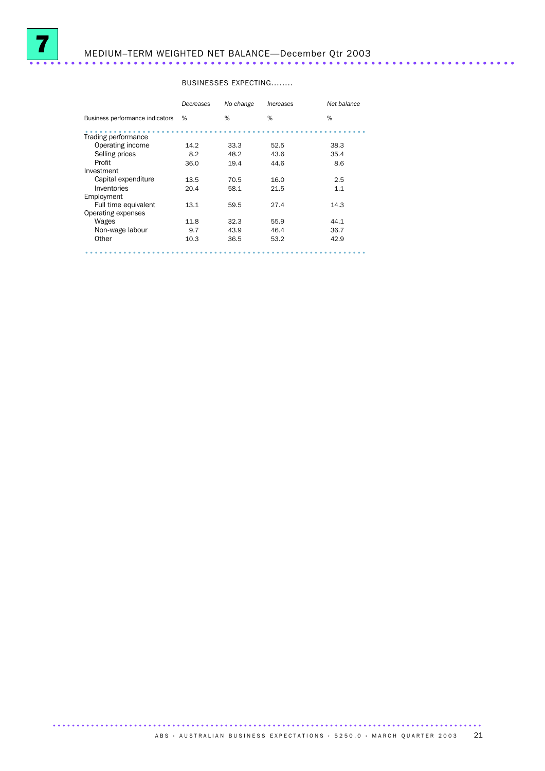# 7 MEDIUM–TERM WEIGHTED NET BALANCE—December Qtr 2003

| | BUSINESSES EXPECTING........ | | | |
|---|---|---|---|---|
| | *Decreases* | *No change* | *Increases* | *Net balance* |
| Business performance indicators | % | % | % | % |
| Trading performance | | | | |
| Operating income | 14.2 | 33.3 | 52.5 | 38.3 |
| Selling prices | 8.2 | 48.2 | 43.6 | 35.4 |
| Profit | 36.0 | 19.4 | 44.6 | 8.6 |
| Investment | | | | |
| Capital expenditure | 13.5 | 70.5 | 16.0 | 2.5 |
| Inventories | 20.4 | 58.1 | 21.5 | 1.1 |
| Employment | | | | |
| Full time equivalent | 13.1 | 59.5 | 27.4 | 14.3 |
| Operating expenses | | | | |
| Wages | 11.8 | 32.3 | 55.9 | 44.1 |
| Non-wage labour | 9.7 | 43.9 | 46.4 | 36.7 |
| Other | 10.3 | 36.5 | 53.2 | 42.9 |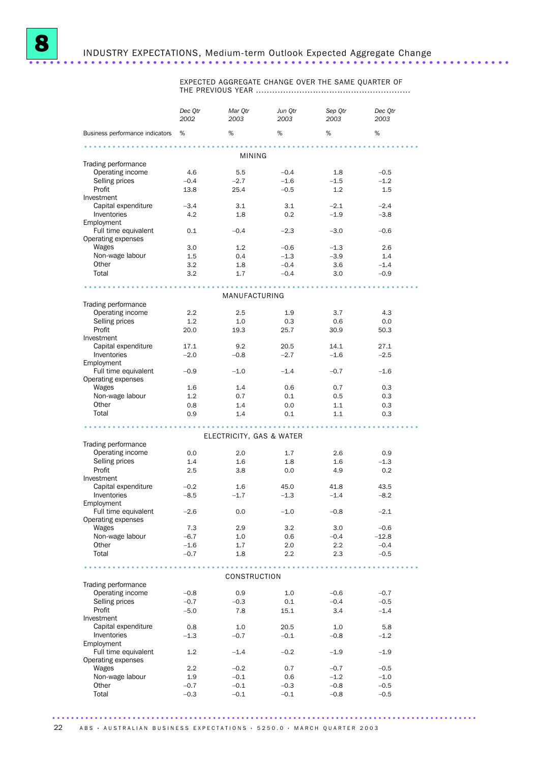# 8 INDUSTRY EXPECTATIONS, Medium-term Outlook Expected Aggregate Change

| | EXPECTED AGGREGATE CHANGE OVER THE SAME QUARTER OF THE PREVIOUS YEAR | | | | |
|---|---|---|---|---|---|
| | *Dec Qtr 2002* | *Mar Qtr 2003* | *Jun Qtr 2003* | *Sep Qtr 2003* | *Dec Qtr 2003* |
| Business performance indicators | % | % | % | % | % |
| **MINING** | | | | | |
| Trading performance | | | | | |
| Operating income | 4.6 | 5.5 | –0.4 | 1.8 | –0.5 |
| Selling prices | –0.4 | –2.7 | –1.6 | –1.5 | –1.2 |
| Profit | 13.8 | 25.4 | –0.5 | 1.2 | 1.5 |
| Investment | | | | | |
| Capital expenditure | –3.4 | 3.1 | 3.1 | –2.1 | –2.4 |
| Inventories | 4.2 | 1.8 | 0.2 | –1.9 | –3.8 |
| Employment | | | | | |
| Full time equivalent | 0.1 | –0.4 | –2.3 | –3.0 | –0.6 |
| Operating expenses | | | | | |
| Wages | 3.0 | 1.2 | –0.6 | –1.3 | 2.6 |
| Non-wage labour | 1.5 | 0.4 | –1.3 | –3.9 | 1.4 |
| Other | 3.2 | 1.8 | –0.4 | 3.6 | –1.4 |
| Total | 3.2 | 1.7 | –0.4 | 3.0 | –0.9 |
| **MANUFACTURING** | | | | | |
| Trading performance | | | | | |
| Operating income | 2.2 | 2.5 | 1.9 | 3.7 | 4.3 |
| Selling prices | 1.2 | 1.0 | 0.3 | 0.6 | 0.0 |
| Profit | 20.0 | 19.3 | 25.7 | 30.9 | 50.3 |
| Investment | | | | | |
| Capital expenditure | 17.1 | 9.2 | 20.5 | 14.1 | 27.1 |
| Inventories | –2.0 | –0.8 | –2.7 | –1.6 | –2.5 |
| Employment | | | | | |
| Full time equivalent | –0.9 | –1.0 | –1.4 | –0.7 | –1.6 |
| Operating expenses | | | | | |
| Wages | 1.6 | 1.4 | 0.6 | 0.7 | 0.3 |
| Non-wage labour | 1.2 | 0.7 | 0.1 | 0.5 | 0.3 |
| Other | 0.8 | 1.4 | 0.0 | 1.1 | 0.3 |
| Total | 0.9 | 1.4 | 0.1 | 1.1 | 0.3 |
| **ELECTRICITY, GAS & WATER** | | | | | |
| Trading performance | | | | | |
| Operating income | 0.0 | 2.0 | 1.7 | 2.6 | 0.9 |
| Selling prices | 1.4 | 1.6 | 1.8 | 1.6 | –1.3 |
| Profit | 2.5 | 3.8 | 0.0 | 4.9 | 0.2 |
| Investment | | | | | |
| Capital expenditure | –0.2 | 1.6 | 45.0 | 41.8 | 43.5 |
| Inventories | –8.5 | –1.7 | –1.3 | –1.4 | –8.2 |
| Employment | | | | | |
| Full time equivalent | –2.6 | 0.0 | –1.0 | –0.8 | –2.1 |
| Operating expenses | | | | | |
| Wages | 7.3 | 2.9 | 3.2 | 3.0 | –0.6 |
| Non-wage labour | –6.7 | 1.0 | 0.6 | –0.4 | –12.8 |
| Other | –1.6 | 1.7 | 2.0 | 2.2 | –0.4 |
| Total | –0.7 | 1.8 | 2.2 | 2.3 | –0.5 |
| **CONSTRUCTION** | | | | | |
| Trading performance | | | | | |
| Operating income | –0.8 | 0.9 | 1.0 | –0.6 | –0.7 |
| Selling prices | –0.7 | –0.3 | 0.1 | –0.4 | –0.5 |
| Profit | –5.0 | 7.8 | 15.1 | 3.4 | –1.4 |
| Investment | | | | | |
| Capital expenditure | 0.8 | 1.0 | 20.5 | 1.0 | 5.8 |
| Inventories | –1.3 | –0.7 | –0.1 | –0.8 | –1.2 |
| Employment | | | | | |
| Full time equivalent | 1.2 | –1.4 | –0.2 | –1.9 | –1.9 |
| Operating expenses | | | | | |
| Wages | 2.2 | –0.2 | 0.7 | –0.7 | –0.5 |
| Non-wage labour | 1.9 | –0.1 | 0.6 | –1.2 | –1.0 |
| Other | –0.7 | –0.1 | –0.3 | –0.8 | –0.5 |
| Total | –0.3 | –0.1 | –0.1 | –0.8 | –0.5 |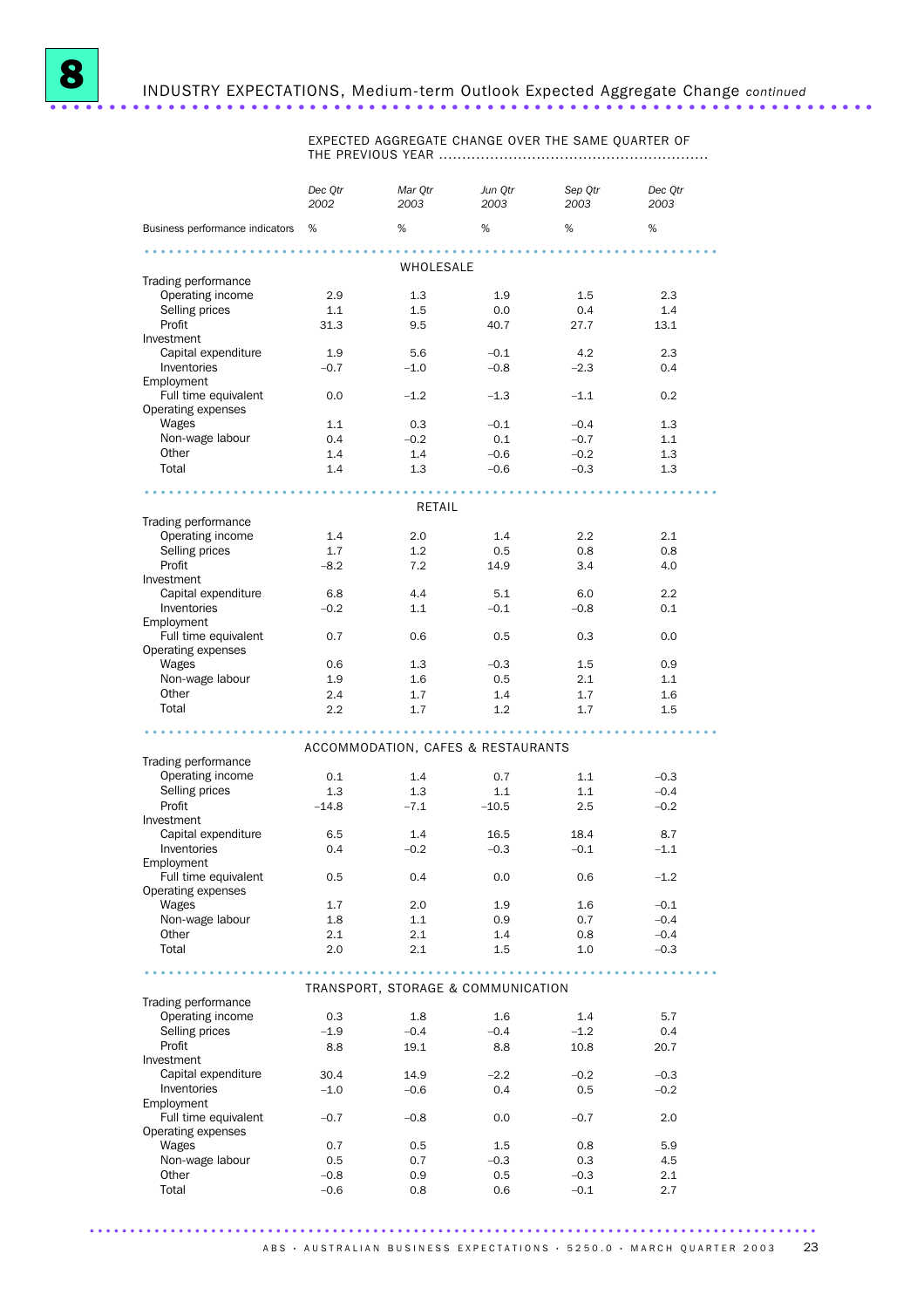# 8 INDUSTRY EXPECTATIONS, Medium-term Outlook Expected Aggregate Change *continued*

| | EXPECTED AGGREGATE CHANGE OVER THE SAME QUARTER OF THE PREVIOUS YEAR | | | | |
|---|---|---|---|---|---|
| | *Dec Qtr 2002* | *Mar Qtr 2003* | *Jun Qtr 2003* | *Sep Qtr 2003* | *Dec Qtr 2003* |
| Business performance indicators | % | % | % | % | % |
| **WHOLESALE** | | | | | |
| Trading performance | | | | | |
| Operating income | 2.9 | 1.3 | 1.9 | 1.5 | 2.3 |
| Selling prices | 1.1 | 1.5 | 0.0 | 0.4 | 1.4 |
| Profit | 31.3 | 9.5 | 40.7 | 27.7 | 13.1 |
| Investment | | | | | |
| Capital expenditure | 1.9 | 5.6 | –0.1 | 4.2 | 2.3 |
| Inventories | –0.7 | –1.0 | –0.8 | –2.3 | 0.4 |
| Employment | | | | | |
| Full time equivalent | 0.0 | –1.2 | –1.3 | –1.1 | 0.2 |
| Operating expenses | | | | | |
| Wages | 1.1 | 0.3 | –0.1 | –0.4 | 1.3 |
| Non-wage labour | 0.4 | –0.2 | 0.1 | –0.7 | 1.1 |
| Other | 1.4 | 1.4 | –0.6 | –0.2 | 1.3 |
| Total | 1.4 | 1.3 | –0.6 | –0.3 | 1.3 |
| **RETAIL** | | | | | |
| Trading performance | | | | | |
| Operating income | 1.4 | 2.0 | 1.4 | 2.2 | 2.1 |
| Selling prices | 1.7 | 1.2 | 0.5 | 0.8 | 0.8 |
| Profit | –8.2 | 7.2 | 14.9 | 3.4 | 4.0 |
| Investment | | | | | |
| Capital expenditure | 6.8 | 4.4 | 5.1 | 6.0 | 2.2 |
| Inventories | –0.2 | 1.1 | –0.1 | –0.8 | 0.1 |
| Employment | | | | | |
| Full time equivalent | 0.7 | 0.6 | 0.5 | 0.3 | 0.0 |
| Operating expenses | | | | | |
| Wages | 0.6 | 1.3 | –0.3 | 1.5 | 0.9 |
| Non-wage labour | 1.9 | 1.6 | 0.5 | 2.1 | 1.1 |
| Other | 2.4 | 1.7 | 1.4 | 1.7 | 1.6 |
| Total | 2.2 | 1.7 | 1.2 | 1.7 | 1.5 |
| **ACCOMMODATION, CAFES & RESTAURANTS** | | | | | |
| Trading performance | | | | | |
| Operating income | 0.1 | 1.4 | 0.7 | 1.1 | –0.3 |
| Selling prices | 1.3 | 1.3 | 1.1 | 1.1 | –0.4 |
| Profit | –14.8 | –7.1 | –10.5 | 2.5 | –0.2 |
| Investment | | | | | |
| Capital expenditure | 6.5 | 1.4 | 16.5 | 18.4 | 8.7 |
| Inventories | 0.4 | –0.2 | –0.3 | –0.1 | –1.1 |
| Employment | | | | | |
| Full time equivalent | 0.5 | 0.4 | 0.0 | 0.6 | –1.2 |
| Operating expenses | | | | | |
| Wages | 1.7 | 2.0 | 1.9 | 1.6 | –0.1 |
| Non-wage labour | 1.8 | 1.1 | 0.9 | 0.7 | –0.4 |
| Other | 2.1 | 2.1 | 1.4 | 0.8 | –0.4 |
| Total | 2.0 | 2.1 | 1.5 | 1.0 | –0.3 |
| **TRANSPORT, STORAGE & COMMUNICATION** | | | | | |
| Trading performance | | | | | |
| Operating income | 0.3 | 1.8 | 1.6 | 1.4 | 5.7 |
| Selling prices | –1.9 | –0.4 | –0.4 | –1.2 | 0.4 |
| Profit | 8.8 | 19.1 | 8.8 | 10.8 | 20.7 |
| Investment | | | | | |
| Capital expenditure | 30.4 | 14.9 | –2.2 | –0.2 | –0.3 |
| Inventories | –1.0 | –0.6 | 0.4 | 0.5 | –0.2 |
| Employment | | | | | |
| Full time equivalent | –0.7 | –0.8 | 0.0 | –0.7 | 2.0 |
| Operating expenses | | | | | |
| Wages | 0.7 | 0.5 | 1.5 | 0.8 | 5.9 |
| Non-wage labour | 0.5 | 0.7 | –0.3 | 0.3 | 4.5 |
| Other | –0.8 | 0.9 | 0.5 | –0.3 | 2.1 |
| Total | –0.6 | 0.8 | 0.6 | –0.1 | 2.7 |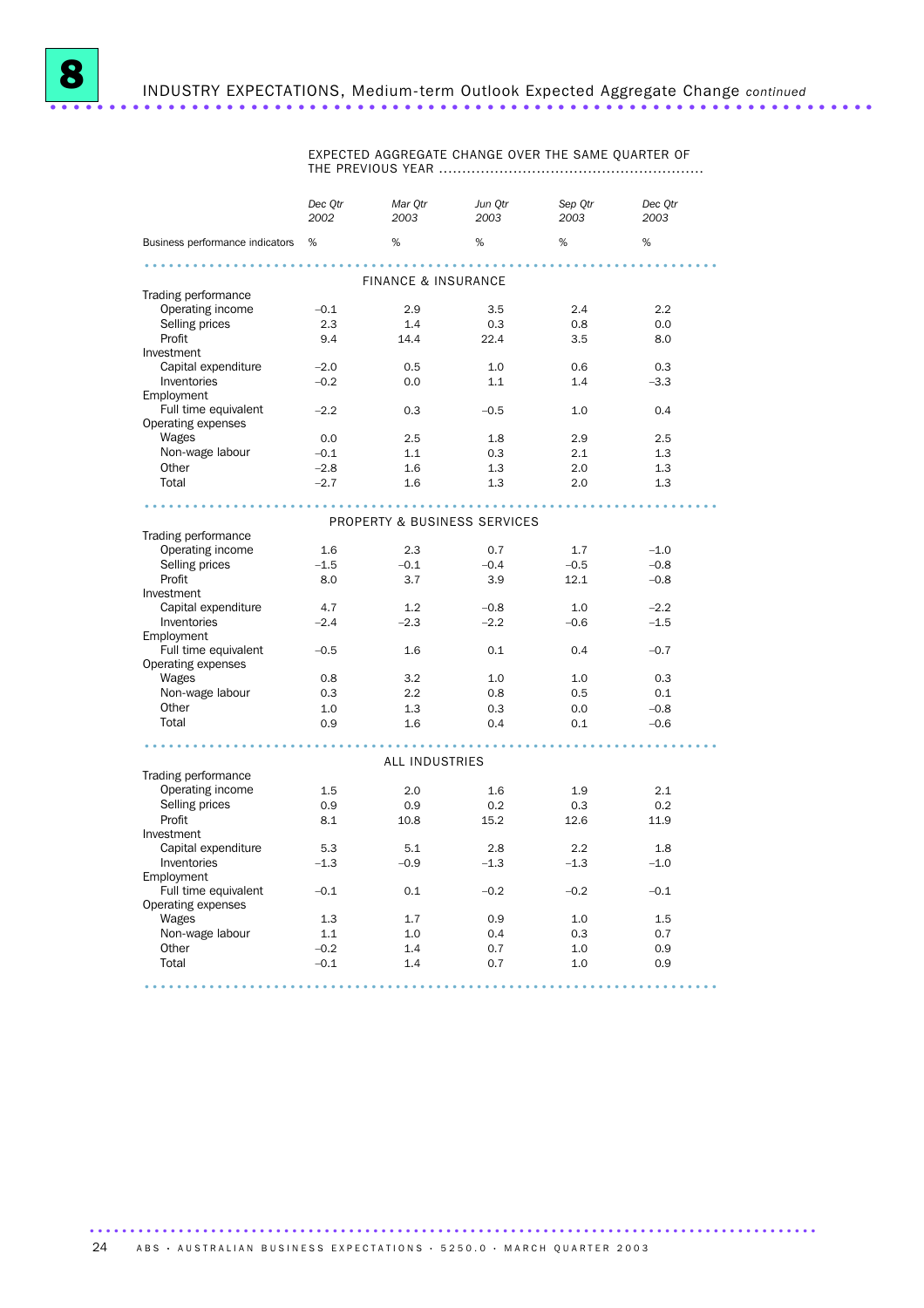# 8 INDUSTRY EXPECTATIONS, Medium-term Outlook Expected Aggregate Change *continued*

| | EXPECTED AGGREGATE CHANGE OVER THE SAME QUARTER OF THE PREVIOUS YEAR | | | | |
|---|---|---|---|---|---|
| | *Dec Qtr 2002* | *Mar Qtr 2003* | *Jun Qtr 2003* | *Sep Qtr 2003* | *Dec Qtr 2003* |
| Business performance indicators | % | % | % | % | % |
| **FINANCE & INSURANCE** | | | | | |
| Trading performance | | | | | |
| Operating income | –0.1 | 2.9 | 3.5 | 2.4 | 2.2 |
| Selling prices | 2.3 | 1.4 | 0.3 | 0.8 | 0.0 |
| Profit | 9.4 | 14.4 | 22.4 | 3.5 | 8.0 |
| Investment | | | | | |
| Capital expenditure | –2.0 | 0.5 | 1.0 | 0.6 | 0.3 |
| Inventories | –0.2 | 0.0 | 1.1 | 1.4 | –3.3 |
| Employment | | | | | |
| Full time equivalent | –2.2 | 0.3 | –0.5 | 1.0 | 0.4 |
| Operating expenses | | | | | |
| Wages | 0.0 | 2.5 | 1.8 | 2.9 | 2.5 |
| Non-wage labour | –0.1 | 1.1 | 0.3 | 2.1 | 1.3 |
| Other | –2.8 | 1.6 | 1.3 | 2.0 | 1.3 |
| Total | –2.7 | 1.6 | 1.3 | 2.0 | 1.3 |
| **PROPERTY & BUSINESS SERVICES** | | | | | |
| Trading performance | | | | | |
| Operating income | 1.6 | 2.3 | 0.7 | 1.7 | –1.0 |
| Selling prices | –1.5 | –0.1 | –0.4 | –0.5 | –0.8 |
| Profit | 8.0 | 3.7 | 3.9 | 12.1 | –0.8 |
| Investment | | | | | |
| Capital expenditure | 4.7 | 1.2 | –0.8 | 1.0 | –2.2 |
| Inventories | –2.4 | –2.3 | –2.2 | –0.6 | –1.5 |
| Employment | | | | | |
| Full time equivalent | –0.5 | 1.6 | 0.1 | 0.4 | –0.7 |
| Operating expenses | | | | | |
| Wages | 0.8 | 3.2 | 1.0 | 1.0 | 0.3 |
| Non-wage labour | 0.3 | 2.2 | 0.8 | 0.5 | 0.1 |
| Other | 1.0 | 1.3 | 0.3 | 0.0 | –0.8 |
| Total | 0.9 | 1.6 | 0.4 | 0.1 | –0.6 |
| **ALL INDUSTRIES** | | | | | |
| Trading performance | | | | | |
| Operating income | 1.5 | 2.0 | 1.6 | 1.9 | 2.1 |
| Selling prices | 0.9 | 0.9 | 0.2 | 0.3 | 0.2 |
| Profit | 8.1 | 10.8 | 15.2 | 12.6 | 11.9 |
| Investment | | | | | |
| Capital expenditure | 5.3 | 5.1 | 2.8 | 2.2 | 1.8 |
| Inventories | –1.3 | –0.9 | –1.3 | –1.3 | –1.0 |
| Employment | | | | | |
| Full time equivalent | –0.1 | 0.1 | –0.2 | –0.2 | –0.1 |
| Operating expenses | | | | | |
| Wages | 1.3 | 1.7 | 0.9 | 1.0 | 1.5 |
| Non-wage labour | 1.1 | 1.0 | 0.4 | 0.3 | 0.7 |
| Other | –0.2 | 1.4 | 0.7 | 1.0 | 0.9 |
| Total | –0.1 | 1.4 | 0.7 | 1.0 | 0.9 |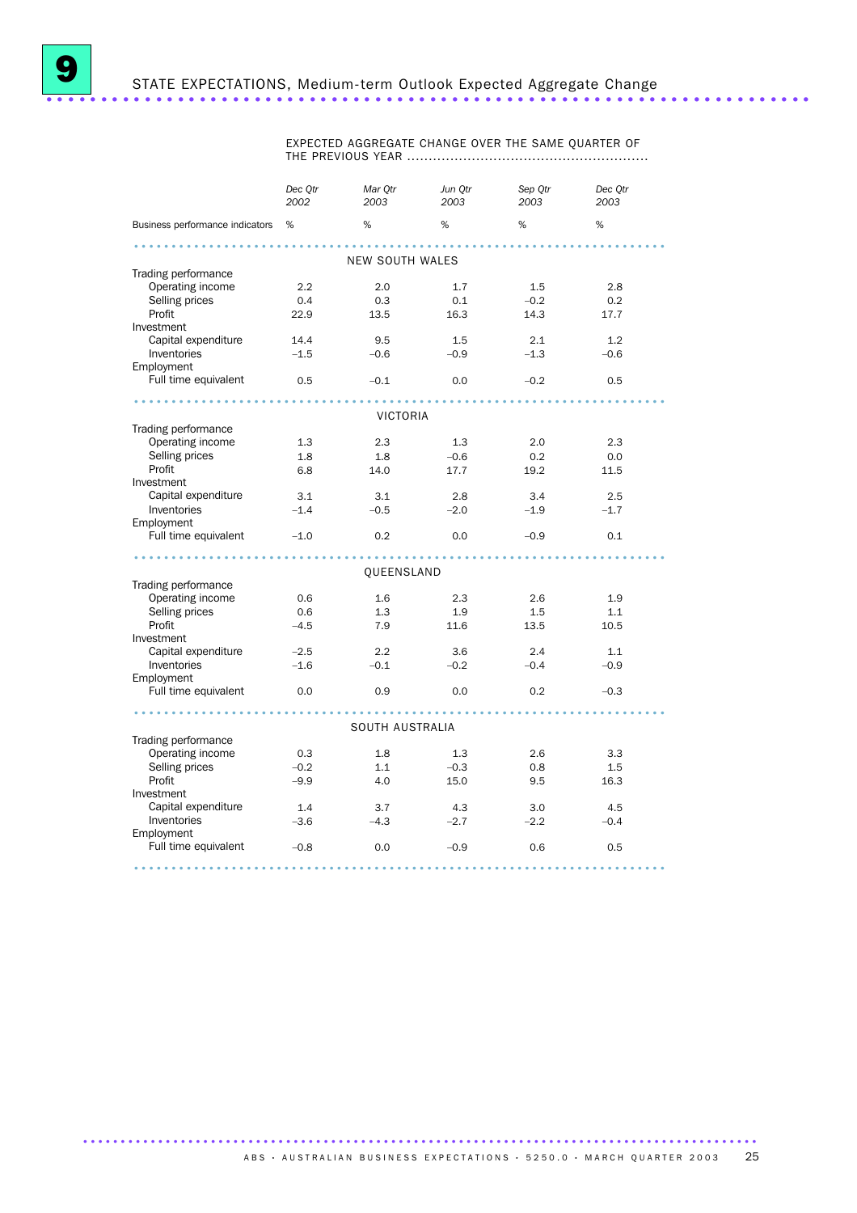# 9 STATE EXPECTATIONS, Medium-term Outlook Expected Aggregate Change

| | EXPECTED AGGREGATE CHANGE OVER THE SAME QUARTER OF THE PREVIOUS YEAR | | | | |
|---|---|---|---|---|---|
| | *Dec Qtr 2002* | *Mar Qtr 2003* | *Jun Qtr 2003* | *Sep Qtr 2003* | *Dec Qtr 2003* |
| Business performance indicators | % | % | % | % | % |
| **NEW SOUTH WALES** | | | | | |
| Trading performance | | | | | |
| Operating income | 2.2 | 2.0 | 1.7 | 1.5 | 2.8 |
| Selling prices | 0.4 | 0.3 | 0.1 | –0.2 | 0.2 |
| Profit | 22.9 | 13.5 | 16.3 | 14.3 | 17.7 |
| Investment | | | | | |
| Capital expenditure | 14.4 | 9.5 | 1.5 | 2.1 | 1.2 |
| Inventories | –1.5 | –0.6 | –0.9 | –1.3 | –0.6 |
| Employment | | | | | |
| Full time equivalent | 0.5 | –0.1 | 0.0 | –0.2 | 0.5 |
| **VICTORIA** | | | | | |
| Trading performance | | | | | |
| Operating income | 1.3 | 2.3 | 1.3 | 2.0 | 2.3 |
| Selling prices | 1.8 | 1.8 | –0.6 | 0.2 | 0.0 |
| Profit | 6.8 | 14.0 | 17.7 | 19.2 | 11.5 |
| Investment | | | | | |
| Capital expenditure | 3.1 | 3.1 | 2.8 | 3.4 | 2.5 |
| Inventories | –1.4 | –0.5 | –2.0 | –1.9 | –1.7 |
| Employment | | | | | |
| Full time equivalent | –1.0 | 0.2 | 0.0 | –0.9 | 0.1 |
| **QUEENSLAND** | | | | | |
| Trading performance | | | | | |
| Operating income | 0.6 | 1.6 | 2.3 | 2.6 | 1.9 |
| Selling prices | 0.6 | 1.3 | 1.9 | 1.5 | 1.1 |
| Profit | –4.5 | 7.9 | 11.6 | 13.5 | 10.5 |
| Investment | | | | | |
| Capital expenditure | –2.5 | 2.2 | 3.6 | 2.4 | 1.1 |
| Inventories | –1.6 | –0.1 | –0.2 | –0.4 | –0.9 |
| Employment | | | | | |
| Full time equivalent | 0.0 | 0.9 | 0.0 | 0.2 | –0.3 |
| **SOUTH AUSTRALIA** | | | | | |
| Trading performance | | | | | |
| Operating income | 0.3 | 1.8 | 1.3 | 2.6 | 3.3 |
| Selling prices | –0.2 | 1.1 | –0.3 | 0.8 | 1.5 |
| Profit | –9.9 | 4.0 | 15.0 | 9.5 | 16.3 |
| Investment | | | | | |
| Capital expenditure | 1.4 | 3.7 | 4.3 | 3.0 | 4.5 |
| Inventories | –3.6 | –4.3 | –2.7 | –2.2 | –0.4 |
| Employment | | | | | |
| Full time equivalent | –0.8 | 0.0 | –0.9 | 0.6 | 0.5 |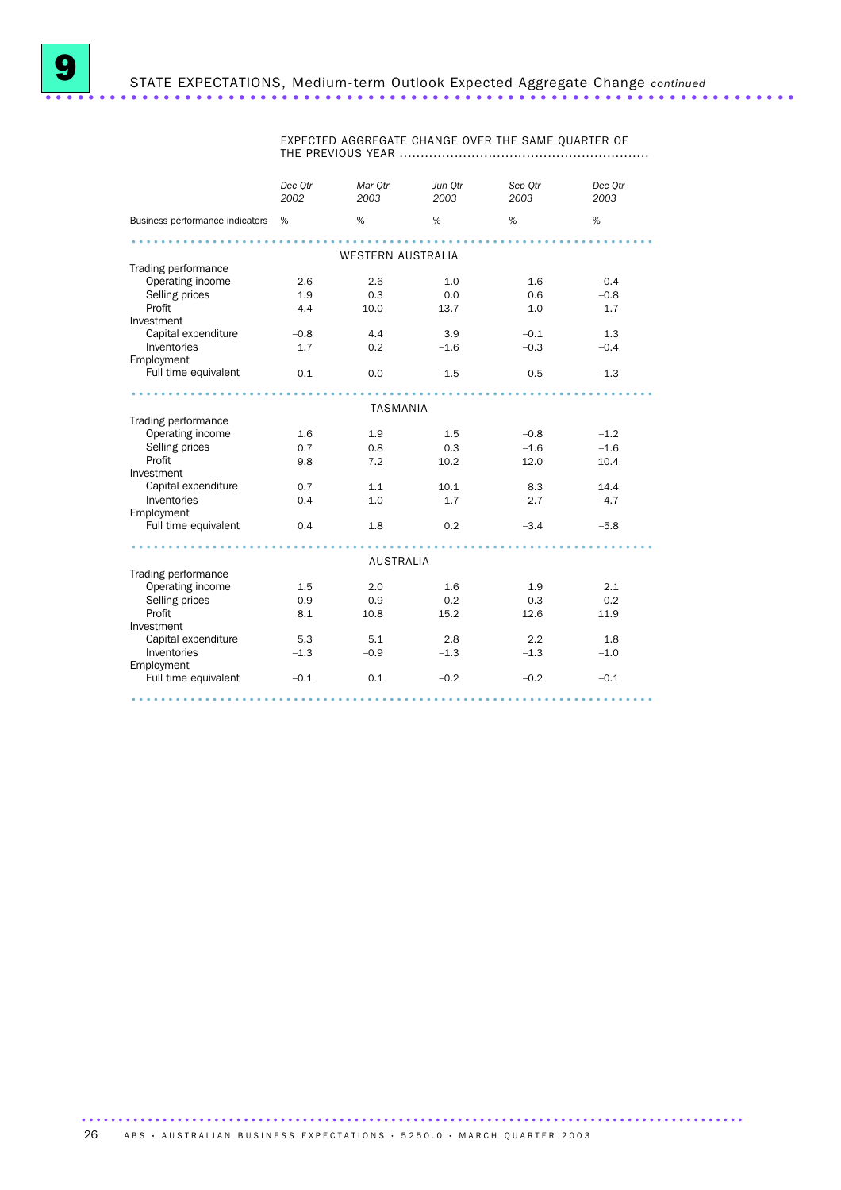# 9 STATE EXPECTATIONS, Medium-term Outlook Expected Aggregate Change *continued*

| | EXPECTED AGGREGATE CHANGE OVER THE SAME QUARTER OF THE PREVIOUS YEAR | | | | |
|---|---|---|---|---|---|
| | *Dec Qtr 2002* | *Mar Qtr 2003* | *Jun Qtr 2003* | *Sep Qtr 2003* | *Dec Qtr 2003* |
| Business performance indicators | % | % | % | % | % |
| | | | WESTERN AUSTRALIA | | |
| Trading performance | | | | | |
| Operating income | 2.6 | 2.6 | 1.0 | 1.6 | –0.4 |
| Selling prices | 1.9 | 0.3 | 0.0 | 0.6 | –0.8 |
| Profit | 4.4 | 10.0 | 13.7 | 1.0 | 1.7 |
| Investment | | | | | |
| Capital expenditure | –0.8 | 4.4 | 3.9 | –0.1 | 1.3 |
| Inventories | 1.7 | 0.2 | –1.6 | –0.3 | –0.4 |
| Employment | | | | | |
| Full time equivalent | 0.1 | 0.0 | –1.5 | 0.5 | –1.3 |
| | | | TASMANIA | | |
| Trading performance | | | | | |
| Operating income | 1.6 | 1.9 | 1.5 | –0.8 | –1.2 |
| Selling prices | 0.7 | 0.8 | 0.3 | –1.6 | –1.6 |
| Profit | 9.8 | 7.2 | 10.2 | 12.0 | 10.4 |
| Investment | | | | | |
| Capital expenditure | 0.7 | 1.1 | 10.1 | 8.3 | 14.4 |
| Inventories | –0.4 | –1.0 | –1.7 | –2.7 | –4.7 |
| Employment | | | | | |
| Full time equivalent | 0.4 | 1.8 | 0.2 | –3.4 | –5.8 |
| | | | AUSTRALIA | | |
| Trading performance | | | | | |
| Operating income | 1.5 | 2.0 | 1.6 | 1.9 | 2.1 |
| Selling prices | 0.9 | 0.9 | 0.2 | 0.3 | 0.2 |
| Profit | 8.1 | 10.8 | 15.2 | 12.6 | 11.9 |
| Investment | | | | | |
| Capital expenditure | 5.3 | 5.1 | 2.8 | 2.2 | 1.8 |
| Inventories | –1.3 | –0.9 | –1.3 | –1.3 | –1.0 |
| Employment | | | | | |
| Full time equivalent | –0.1 | 0.1 | –0.2 | –0.2 | –0.1 |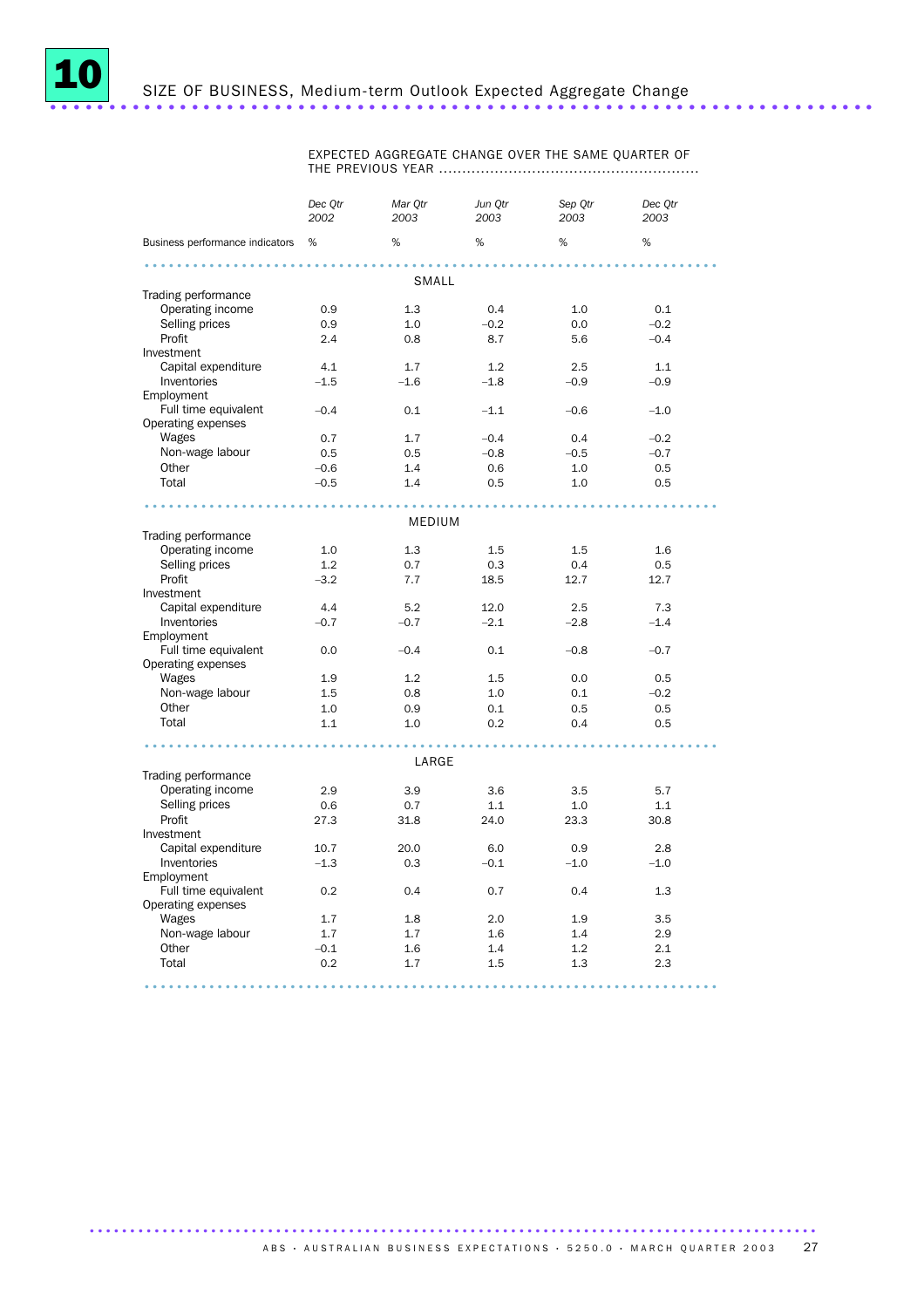# 10 SIZE OF BUSINESS, Medium-term Outlook Expected Aggregate Change

| Business performance indicators | EXPECTED AGGREGATE CHANGE OVER THE SAME QUARTER OF THE PREVIOUS YEAR | | | | |
|---|---|---|---|---|---|
| | Dec Qtr 2002 | Mar Qtr 2003 | Jun Qtr 2003 | Sep Qtr 2003 | Dec Qtr 2003 |
| | % | % | % | % | % |
| **SMALL** | | | | | |
| Trading performance | | | | | |
| Operating income | 0.9 | 1.3 | 0.4 | 1.0 | 0.1 |
| Selling prices | 0.9 | 1.0 | –0.2 | 0.0 | –0.2 |
| Profit | 2.4 | 0.8 | 8.7 | 5.6 | –0.4 |
| Investment | | | | | |
| Capital expenditure | 4.1 | 1.7 | 1.2 | 2.5 | 1.1 |
| Inventories | –1.5 | –1.6 | –1.8 | –0.9 | –0.9 |
| Employment | | | | | |
| Full time equivalent | –0.4 | 0.1 | –1.1 | –0.6 | –1.0 |
| Operating expenses | | | | | |
| Wages | 0.7 | 1.7 | –0.4 | 0.4 | –0.2 |
| Non-wage labour | 0.5 | 0.5 | –0.8 | –0.5 | –0.7 |
| Other | –0.6 | 1.4 | 0.6 | 1.0 | 0.5 |
| Total | –0.5 | 1.4 | 0.5 | 1.0 | 0.5 |
| **MEDIUM** | | | | | |
| Trading performance | | | | | |
| Operating income | 1.0 | 1.3 | 1.5 | 1.5 | 1.6 |
| Selling prices | 1.2 | 0.7 | 0.3 | 0.4 | 0.5 |
| Profit | –3.2 | 7.7 | 18.5 | 12.7 | 12.7 |
| Investment | | | | | |
| Capital expenditure | 4.4 | 5.2 | 12.0 | 2.5 | 7.3 |
| Inventories | –0.7 | –0.7 | –2.1 | –2.8 | –1.4 |
| Employment | | | | | |
| Full time equivalent | 0.0 | –0.4 | 0.1 | –0.8 | –0.7 |
| Operating expenses | | | | | |
| Wages | 1.9 | 1.2 | 1.5 | 0.0 | 0.5 |
| Non-wage labour | 1.5 | 0.8 | 1.0 | 0.1 | –0.2 |
| Other | 1.0 | 0.9 | 0.1 | 0.5 | 0.5 |
| Total | 1.1 | 1.0 | 0.2 | 0.4 | 0.5 |
| **LARGE** | | | | | |
| Trading performance | | | | | |
| Operating income | 2.9 | 3.9 | 3.6 | 3.5 | 5.7 |
| Selling prices | 0.6 | 0.7 | 1.1 | 1.0 | 1.1 |
| Profit | 27.3 | 31.8 | 24.0 | 23.3 | 30.8 |
| Investment | | | | | |
| Capital expenditure | 10.7 | 20.0 | 6.0 | 0.9 | 2.8 |
| Inventories | –1.3 | 0.3 | –0.1 | –1.0 | –1.0 |
| Employment | | | | | |
| Full time equivalent | 0.2 | 0.4 | 0.7 | 0.4 | 1.3 |
| Operating expenses | | | | | |
| Wages | 1.7 | 1.8 | 2.0 | 1.9 | 3.5 |
| Non-wage labour | 1.7 | 1.7 | 1.6 | 1.4 | 2.9 |
| Other | –0.1 | 1.6 | 1.4 | 1.2 | 2.1 |
| Total | 0.2 | 1.7 | 1.5 | 1.3 | 2.3 |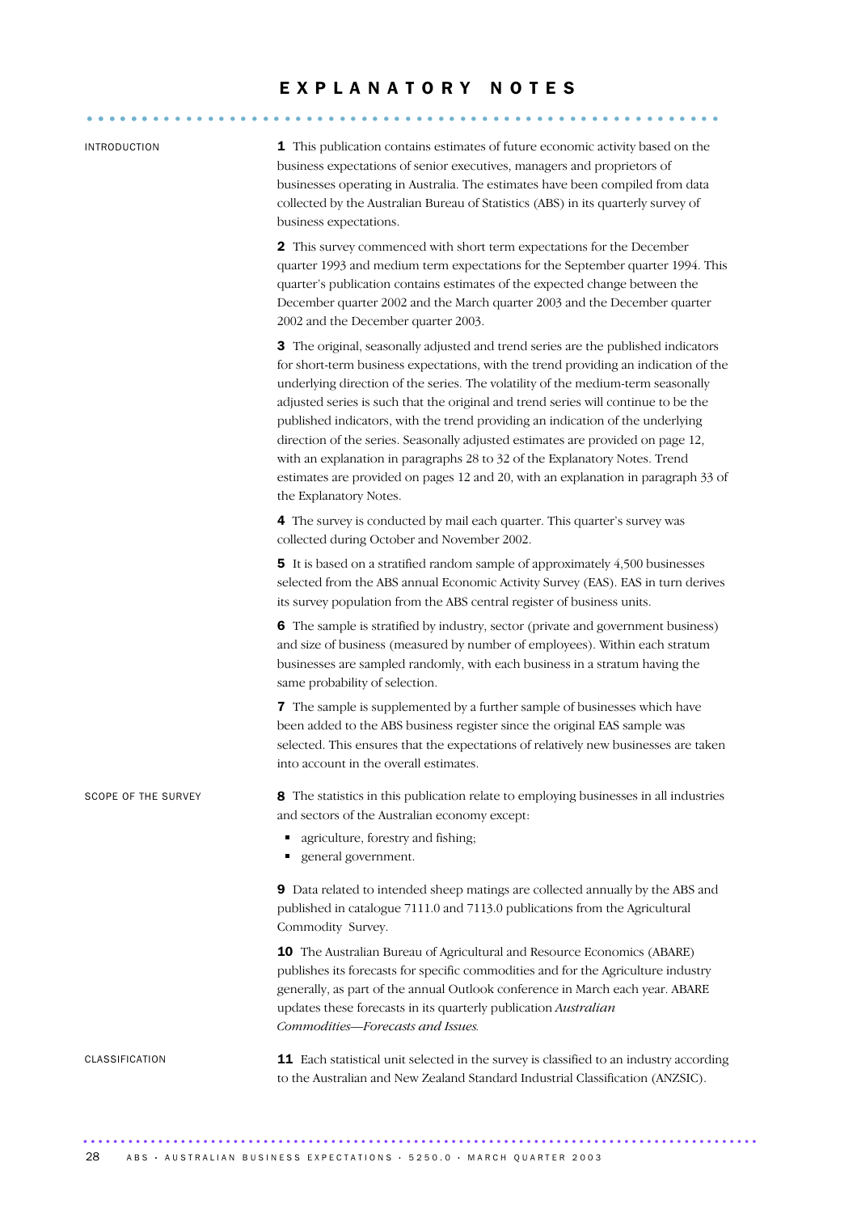# EXPLANATORY NOTES

## INTRODUCTION

**1** This publication contains estimates of future economic activity based on the business expectations of senior executives, managers and proprietors of businesses operating in Australia. The estimates have been compiled from data collected by the Australian Bureau of Statistics (ABS) in its quarterly survey of business expectations.

**2** This survey commenced with short term expectations for the December quarter 1993 and medium term expectations for the September quarter 1994. This quarter's publication contains estimates of the expected change between the December quarter 2002 and the March quarter 2003 and the December quarter 2002 and the December quarter 2003.

**3** The original, seasonally adjusted and trend series are the published indicators for short-term business expectations, with the trend providing an indication of the underlying direction of the series. The volatility of the medium-term seasonally adjusted series is such that the original and trend series will continue to be the published indicators, with the trend providing an indication of the underlying direction of the series. Seasonally adjusted estimates are provided on page 12, with an explanation in paragraphs 28 to 32 of the Explanatory Notes. Trend estimates are provided on pages 12 and 20, with an explanation in paragraph 33 of the Explanatory Notes.

**4** The survey is conducted by mail each quarter. This quarter's survey was collected during October and November 2002.

**5** It is based on a stratified random sample of approximately 4,500 businesses selected from the ABS annual Economic Activity Survey (EAS). EAS in turn derives its survey population from the ABS central register of business units.

**6** The sample is stratified by industry, sector (private and government business) and size of business (measured by number of employees). Within each stratum businesses are sampled randomly, with each business in a stratum having the same probability of selection.

**7** The sample is supplemented by a further sample of businesses which have been added to the ABS business register since the original EAS sample was selected. This ensures that the expectations of relatively new businesses are taken into account in the overall estimates.

## SCOPE OF THE SURVEY

**8** The statistics in this publication relate to employing businesses in all industries and sectors of the Australian economy except:

- agriculture, forestry and fishing;
- general government.

**9** Data related to intended sheep matings are collected annually by the ABS and published in catalogue 7111.0 and 7113.0 publications from the Agricultural Commodity Survey.

**10** The Australian Bureau of Agricultural and Resource Economics (ABARE) publishes its forecasts for specific commodities and for the Agriculture industry generally, as part of the annual Outlook conference in March each year. ABARE updates these forecasts in its quarterly publication *Australian Commodities—Forecasts and Issues.*

## CLASSIFICATION

**11** Each statistical unit selected in the survey is classified to an industry according to the Australian and New Zealand Standard Industrial Classification (ANZSIC).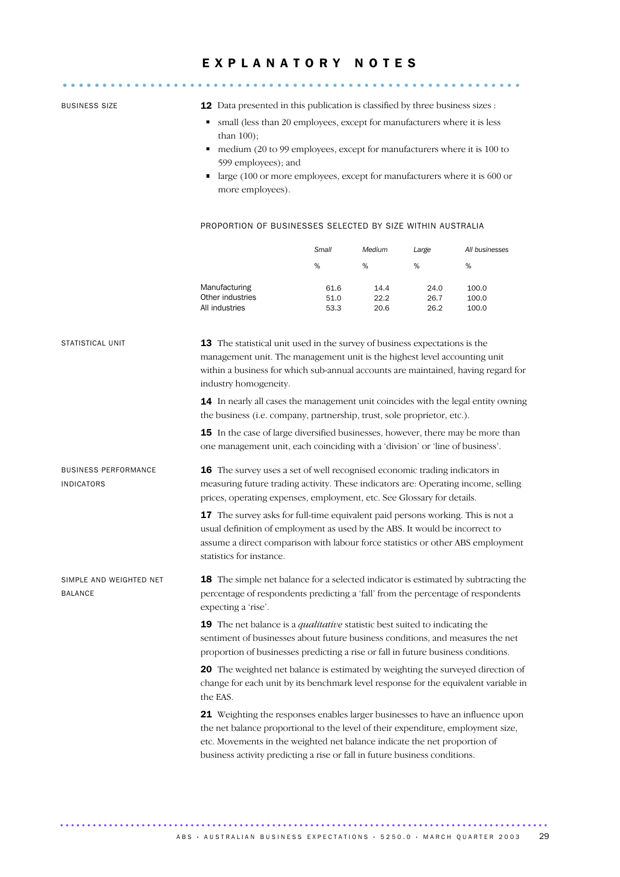# EXPLANATORY NOTES

## BUSINESS SIZE

**12** Data presented in this publication is classified by three business sizes :

- small (less than 20 employees, except for manufacturers where it is less than 100);
- medium (20 to 99 employees, except for manufacturers where it is 100 to 599 employees); and
- large (100 or more employees, except for manufacturers where it is 600 or more employees).

PROPORTION OF BUSINESSES SELECTED BY SIZE WITHIN AUSTRALIA

| | *Small* | *Medium* | *Large* | *All businesses* |
|---|---|---|---|---|
| | % | % | % | % |
| Manufacturing | 61.6 | 14.4 | 24.0 | 100.0 |
| Other industries | 51.0 | 22.2 | 26.7 | 100.0 |
| All industries | 53.3 | 20.6 | 26.2 | 100.0 |

## STATISTICAL UNIT

**13** The statistical unit used in the survey of business expectations is the management unit. The management unit is the highest level accounting unit within a business for which sub-annual accounts are maintained, having regard for industry homogeneity.

**14** In nearly all cases the management unit coincides with the legal entity owning the business (i.e. company, partnership, trust, sole proprietor, etc.).

**15** In the case of large diversified businesses, however, there may be more than one management unit, each coinciding with a 'division' or 'line of business'.

## BUSINESS PERFORMANCE INDICATORS

**16** The survey uses a set of well recognised economic trading indicators in measuring future trading activity. These indicators are: Operating income, selling prices, operating expenses, employment, etc. See Glossary for details.

**17** The survey asks for full-time equivalent paid persons working. This is not a usual definition of employment as used by the ABS. It would be incorrect to assume a direct comparison with labour force statistics or other ABS employment statistics for instance.

## SIMPLE AND WEIGHTED NET BALANCE

**18** The simple net balance for a selected indicator is estimated by subtracting the percentage of respondents predicting a 'fall' from the percentage of respondents expecting a 'rise'.

**19** The net balance is a *qualitative* statistic best suited to indicating the sentiment of businesses about future business conditions, and measures the net proportion of businesses predicting a rise or fall in future business conditions.

**20** The weighted net balance is estimated by weighting the surveyed direction of change for each unit by its benchmark level response for the equivalent variable in the EAS.

**21** Weighting the responses enables larger businesses to have an influence upon the net balance proportional to the level of their expenditure, employment size, etc. Movements in the weighted net balance indicate the net proportion of business activity predicting a rise or fall in future business conditions.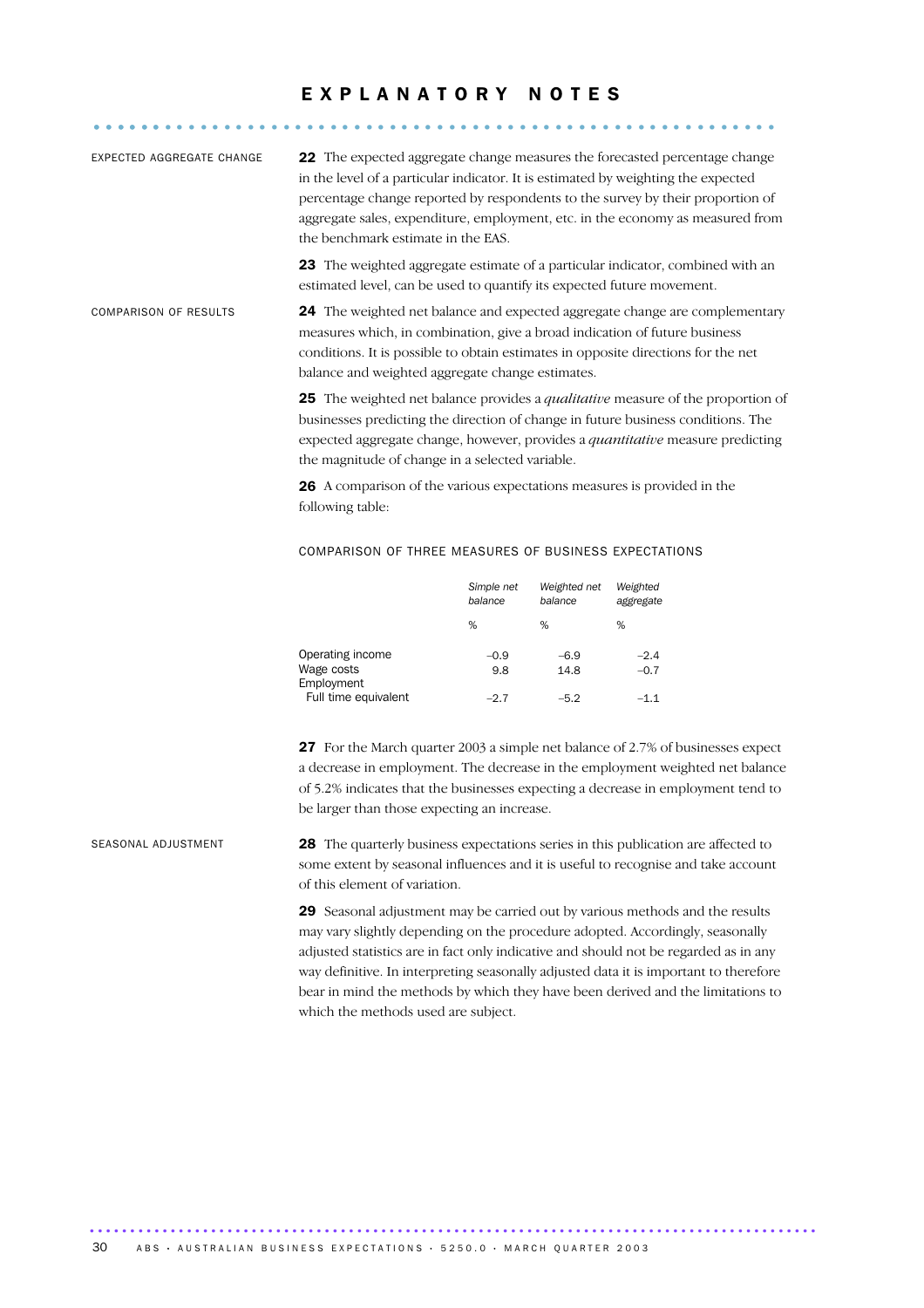# EXPLANATORY NOTES

## EXPECTED AGGREGATE CHANGE

**22** The expected aggregate change measures the forecasted percentage change in the level of a particular indicator. It is estimated by weighting the expected percentage change reported by respondents to the survey by their proportion of aggregate sales, expenditure, employment, etc. in the economy as measured from the benchmark estimate in the EAS.

**23** The weighted aggregate estimate of a particular indicator, combined with an estimated level, can be used to quantify its expected future movement.

## COMPARISON OF RESULTS

**24** The weighted net balance and expected aggregate change are complementary measures which, in combination, give a broad indication of future business conditions. It is possible to obtain estimates in opposite directions for the net balance and weighted aggregate change estimates.

**25** The weighted net balance provides a *qualitative* measure of the proportion of businesses predicting the direction of change in future business conditions. The expected aggregate change, however, provides a *quantitative* measure predicting the magnitude of change in a selected variable.

**26** A comparison of the various expectations measures is provided in the following table:

COMPARISON OF THREE MEASURES OF BUSINESS EXPECTATIONS

| | *Simple net balance* | *Weighted net balance* | *Weighted aggregate* |
|---|---|---|---|
| | % | % | % |
| Operating income | –0.9 | –6.9 | –2.4 |
| Wage costs | 9.8 | 14.8 | –0.7 |
| Employment | | | |
| Full time equivalent | –2.7 | –5.2 | –1.1 |

**27** For the March quarter 2003 a simple net balance of 2.7% of businesses expect a decrease in employment. The decrease in the employment weighted net balance of 5.2% indicates that the businesses expecting a decrease in employment tend to be larger than those expecting an increase.

## SEASONAL ADJUSTMENT

**28** The quarterly business expectations series in this publication are affected to some extent by seasonal influences and it is useful to recognise and take account of this element of variation.

**29** Seasonal adjustment may be carried out by various methods and the results may vary slightly depending on the procedure adopted. Accordingly, seasonally adjusted statistics are in fact only indicative and should not be regarded as in any way definitive. In interpreting seasonally adjusted data it is important to therefore bear in mind the methods by which they have been derived and the limitations to which the methods used are subject.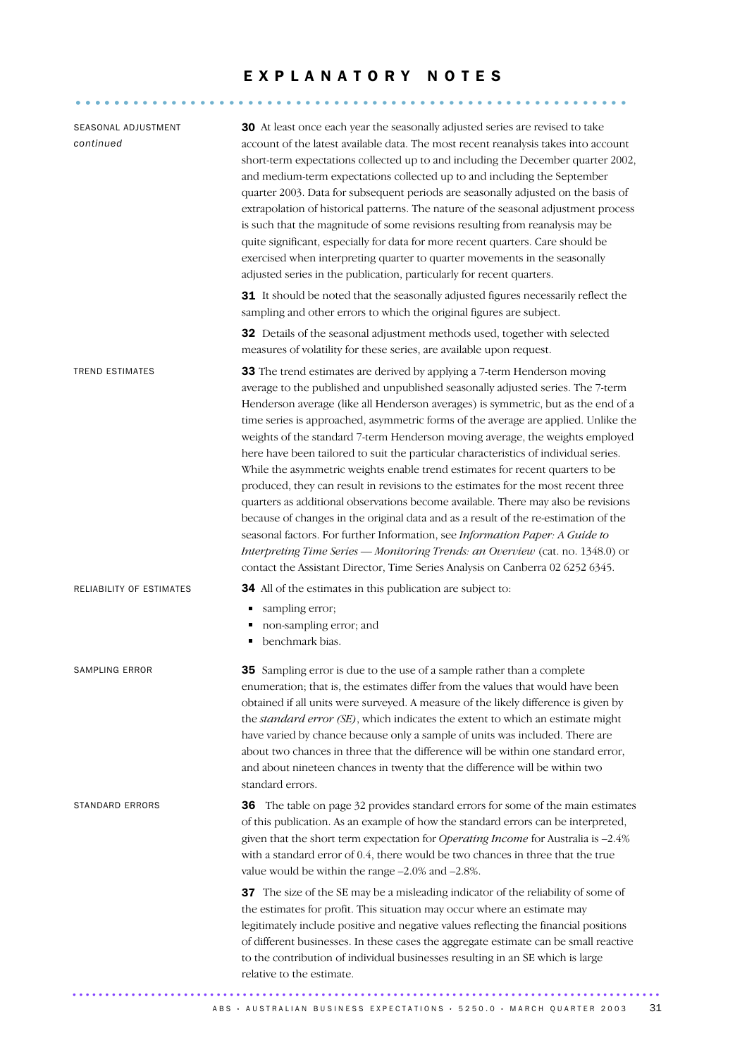# EXPLANATORY NOTES

## SEASONAL ADJUSTMENT *continued*

**30** At least once each year the seasonally adjusted series are revised to take account of the latest available data. The most recent reanalysis takes into account short-term expectations collected up to and including the December quarter 2002, and medium-term expectations collected up to and including the September quarter 2003. Data for subsequent periods are seasonally adjusted on the basis of extrapolation of historical patterns. The nature of the seasonal adjustment process is such that the magnitude of some revisions resulting from reanalysis may be quite significant, especially for data for more recent quarters. Care should be exercised when interpreting quarter to quarter movements in the seasonally adjusted series in the publication, particularly for recent quarters.

**31** It should be noted that the seasonally adjusted figures necessarily reflect the sampling and other errors to which the original figures are subject.

**32** Details of the seasonal adjustment methods used, together with selected measures of volatility for these series, are available upon request.

## TREND ESTIMATES

**33** The trend estimates are derived by applying a 7-term Henderson moving average to the published and unpublished seasonally adjusted series. The 7-term Henderson average (like all Henderson averages) is symmetric, but as the end of a time series is approached, asymmetric forms of the average are applied. Unlike the weights of the standard 7-term Henderson moving average, the weights employed here have been tailored to suit the particular characteristics of individual series. While the asymmetric weights enable trend estimates for recent quarters to be produced, they can result in revisions to the estimates for the most recent three quarters as additional observations become available. There may also be revisions because of changes in the original data and as a result of the re-estimation of the seasonal factors. For further Information, see *Information Paper: A Guide to Interpreting Time Series — Monitoring Trends: an Overview* (cat. no. 1348.0) or contact the Assistant Director, Time Series Analysis on Canberra 02 6252 6345.

## RELIABILITY OF ESTIMATES

**34** All of the estimates in this publication are subject to:

- sampling error;
- non-sampling error; and
- benchmark bias.

## SAMPLING ERROR

**35** Sampling error is due to the use of a sample rather than a complete enumeration; that is, the estimates differ from the values that would have been obtained if all units were surveyed. A measure of the likely difference is given by the *standard error (SE)*, which indicates the extent to which an estimate might have varied by chance because only a sample of units was included. There are about two chances in three that the difference will be within one standard error, and about nineteen chances in twenty that the difference will be within two standard errors.

## STANDARD ERRORS

**36** The table on page 32 provides standard errors for some of the main estimates of this publication. As an example of how the standard errors can be interpreted, given that the short term expectation for *Operating Income* for Australia is –2.4% with a standard error of 0.4, there would be two chances in three that the true value would be within the range –2.0% and –2.8%.

**37** The size of the SE may be a misleading indicator of the reliability of some of the estimates for profit. This situation may occur where an estimate may legitimately include positive and negative values reflecting the financial positions of different businesses. In these cases the aggregate estimate can be small reactive to the contribution of individual businesses resulting in an SE which is large relative to the estimate.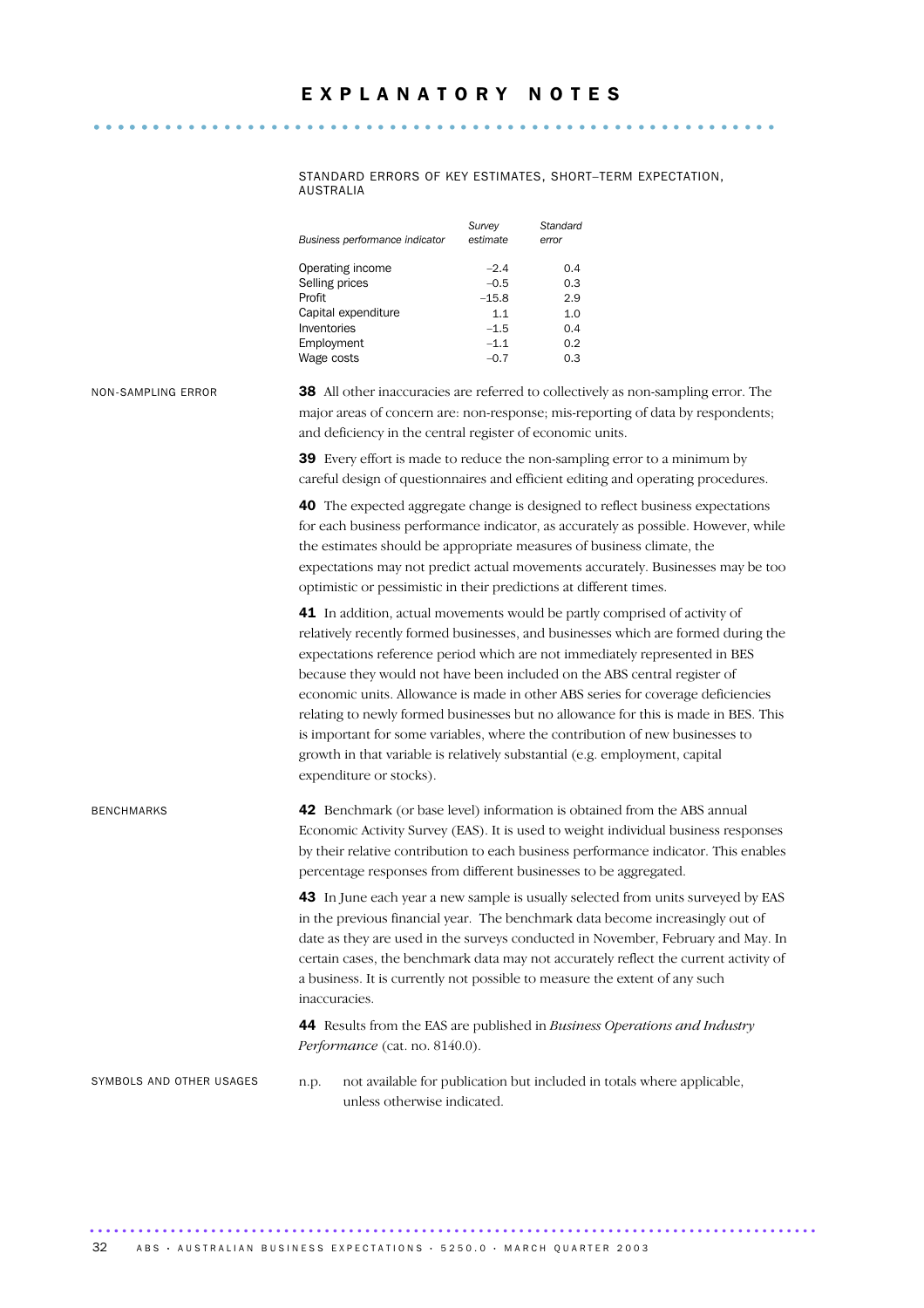# EXPLANATORY NOTES

STANDARD ERRORS OF KEY ESTIMATES, SHORT–TERM EXPECTATION, AUSTRALIA

| *Business performance indicator* | *Survey estimate* | *Standard error* |
|---|---|---|
| Operating income | –2.4 | 0.4 |
| Selling prices | –0.5 | 0.3 |
| Profit | –15.8 | 2.9 |
| Capital expenditure | 1.1 | 1.0 |
| Inventories | –1.5 | 0.4 |
| Employment | –1.1 | 0.2 |
| Wage costs | –0.7 | 0.3 |

NON-SAMPLING ERROR

**38** All other inaccuracies are referred to collectively as non-sampling error. The major areas of concern are: non-response; mis-reporting of data by respondents; and deficiency in the central register of economic units.

**39** Every effort is made to reduce the non-sampling error to a minimum by careful design of questionnaires and efficient editing and operating procedures.

**40** The expected aggregate change is designed to reflect business expectations for each business performance indicator, as accurately as possible. However, while the estimates should be appropriate measures of business climate, the expectations may not predict actual movements accurately. Businesses may be too optimistic or pessimistic in their predictions at different times.

**41** In addition, actual movements would be partly comprised of activity of relatively recently formed businesses, and businesses which are formed during the expectations reference period which are not immediately represented in BES because they would not have been included on the ABS central register of economic units. Allowance is made in other ABS series for coverage deficiencies relating to newly formed businesses but no allowance for this is made in BES. This is important for some variables, where the contribution of new businesses to growth in that variable is relatively substantial (e.g. employment, capital expenditure or stocks).

BENCHMARKS

**42** Benchmark (or base level) information is obtained from the ABS annual Economic Activity Survey (EAS). It is used to weight individual business responses by their relative contribution to each business performance indicator. This enables percentage responses from different businesses to be aggregated.

**43** In June each year a new sample is usually selected from units surveyed by EAS in the previous financial year. The benchmark data become increasingly out of date as they are used in the surveys conducted in November, February and May. In certain cases, the benchmark data may not accurately reflect the current activity of a business. It is currently not possible to measure the extent of any such inaccuracies.

**44** Results from the EAS are published in *Business Operations and Industry Performance* (cat. no. 8140.0).

SYMBOLS AND OTHER USAGES

n.p. not available for publication but included in totals where applicable, unless otherwise indicated.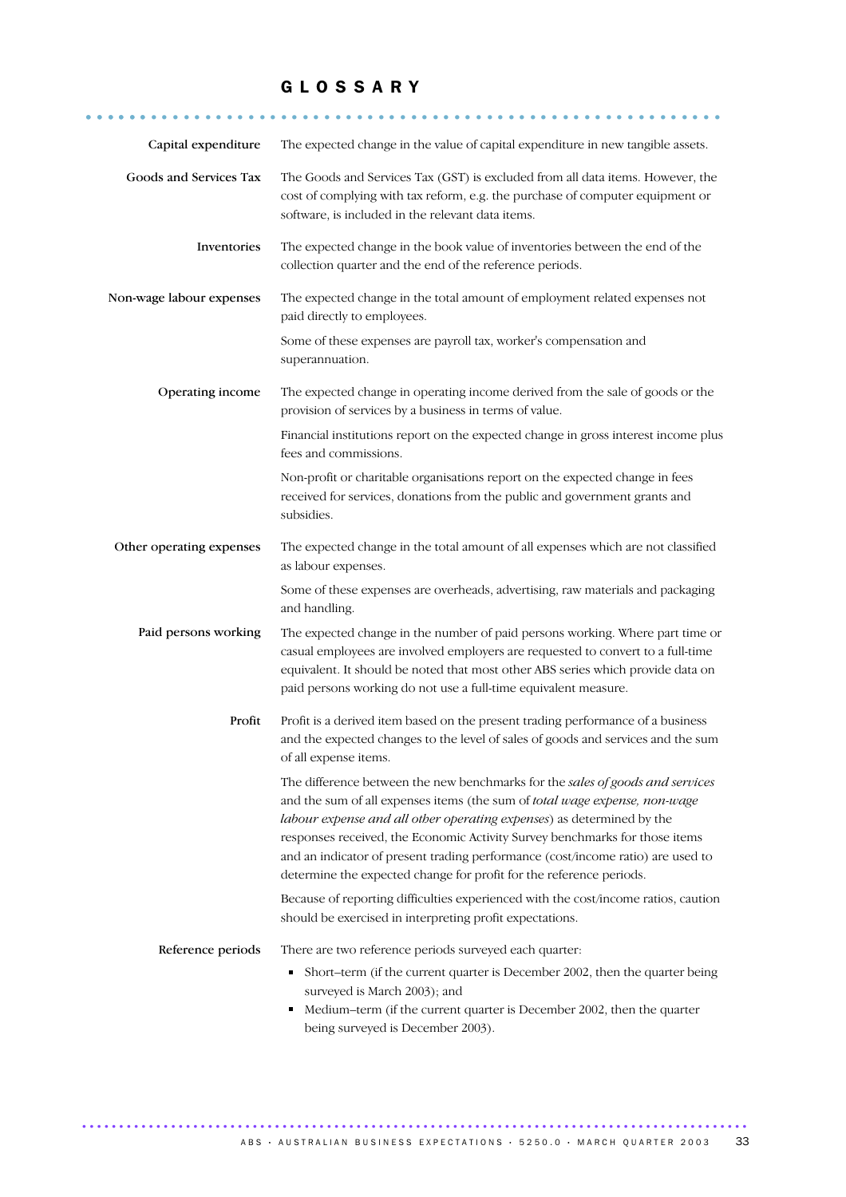# GLOSSARY

**Capital expenditure**

The expected change in the value of capital expenditure in new tangible assets.

**Goods and Services Tax**

The Goods and Services Tax (GST) is excluded from all data items. However, the cost of complying with tax reform, e.g. the purchase of computer equipment or software, is included in the relevant data items.

**Inventories**

The expected change in the book value of inventories between the end of the collection quarter and the end of the reference periods.

**Non-wage labour expenses**

The expected change in the total amount of employment related expenses not paid directly to employees.

Some of these expenses are payroll tax, worker's compensation and superannuation.

**Operating income**

The expected change in operating income derived from the sale of goods or the provision of services by a business in terms of value.

Financial institutions report on the expected change in gross interest income plus fees and commissions.

Non-profit or charitable organisations report on the expected change in fees received for services, donations from the public and government grants and subsidies.

**Other operating expenses**

The expected change in the total amount of all expenses which are not classified as labour expenses.

Some of these expenses are overheads, advertising, raw materials and packaging and handling.

**Paid persons working**

The expected change in the number of paid persons working. Where part time or casual employees are involved employers are requested to convert to a full-time equivalent. It should be noted that most other ABS series which provide data on paid persons working do not use a full-time equivalent measure.

**Profit**

Profit is a derived item based on the present trading performance of a business and the expected changes to the level of sales of goods and services and the sum of all expense items.

The difference between the new benchmarks for the *sales of goods and services* and the sum of all expenses items (the sum of *total wage expense, non-wage labour expense and all other operating expenses*) as determined by the responses received, the Economic Activity Survey benchmarks for those items and an indicator of present trading performance (cost/income ratio) are used to determine the expected change for profit for the reference periods.

Because of reporting difficulties experienced with the cost/income ratios, caution should be exercised in interpreting profit expectations.

**Reference periods**

There are two reference periods surveyed each quarter:

- Short–term (if the current quarter is December 2002, then the quarter being surveyed is March 2003); and
- Medium–term (if the current quarter is December 2002, then the quarter being surveyed is December 2003).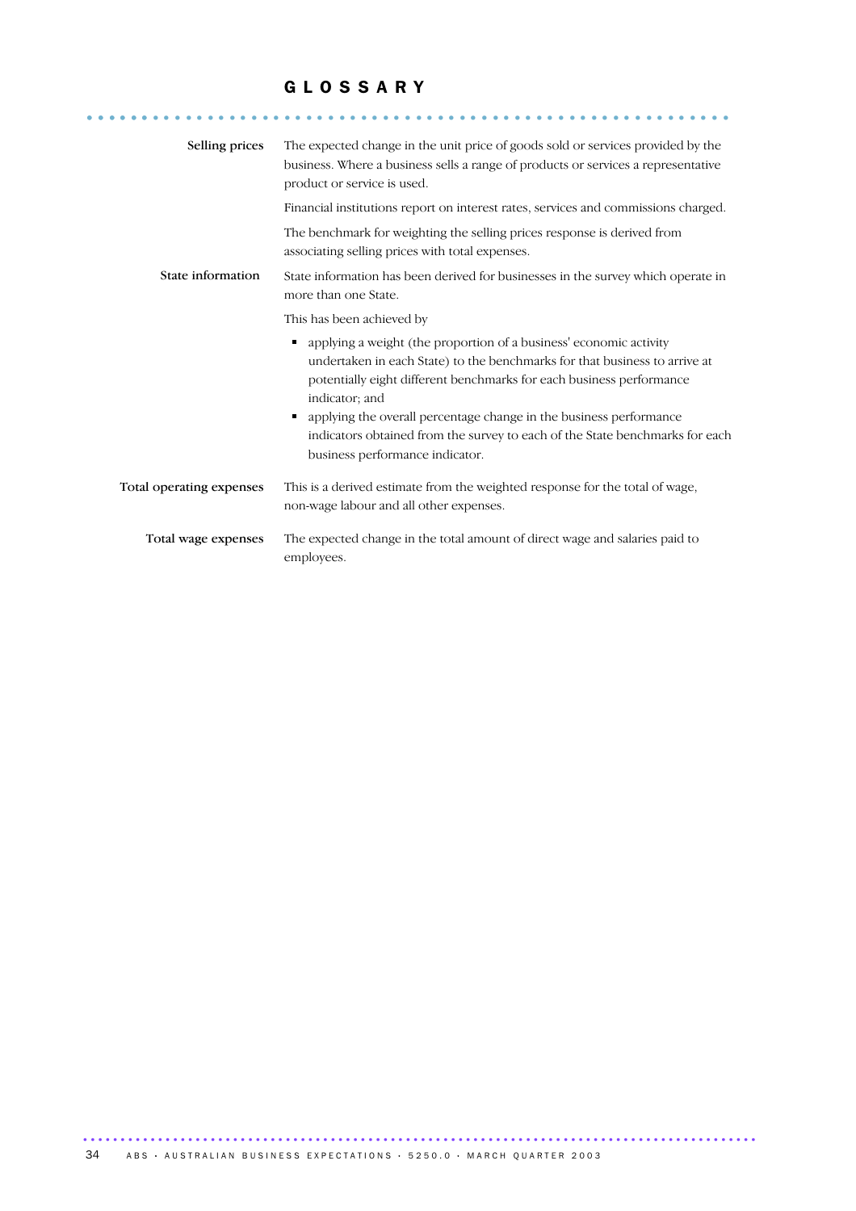# GLOSSARY

**Selling prices**

The expected change in the unit price of goods sold or services provided by the business. Where a business sells a range of products or services a representative product or service is used.

Financial institutions report on interest rates, services and commissions charged.

The benchmark for weighting the selling prices response is derived from associating selling prices with total expenses.

**State information**

State information has been derived for businesses in the survey which operate in more than one State.

This has been achieved by

- applying a weight (the proportion of a business' economic activity undertaken in each State) to the benchmarks for that business to arrive at potentially eight different benchmarks for each business performance indicator; and
- applying the overall percentage change in the business performance indicators obtained from the survey to each of the State benchmarks for each business performance indicator.

**Total operating expenses**

This is a derived estimate from the weighted response for the total of wage, non-wage labour and all other expenses.

**Total wage expenses**

The expected change in the total amount of direct wage and salaries paid to employees.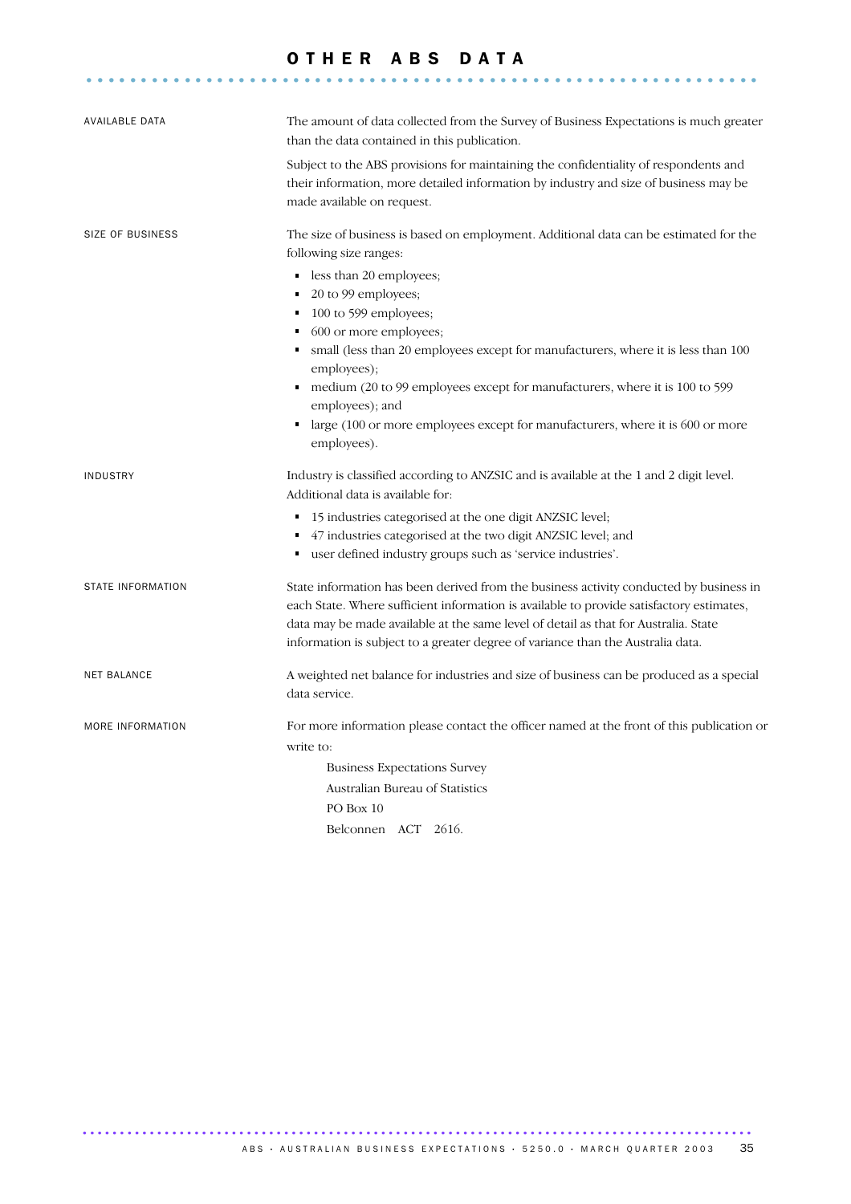# OTHER ABS DATA

## AVAILABLE DATA

The amount of data collected from the Survey of Business Expectations is much greater than the data contained in this publication.

Subject to the ABS provisions for maintaining the confidentiality of respondents and their information, more detailed information by industry and size of business may be made available on request.

## SIZE OF BUSINESS

The size of business is based on employment. Additional data can be estimated for the following size ranges:

- less than 20 employees;
- 20 to 99 employees;
- 100 to 599 employees;
- 600 or more employees;
- small (less than 20 employees except for manufacturers, where it is less than 100 employees);
- medium (20 to 99 employees except for manufacturers, where it is 100 to 599 employees); and
- large (100 or more employees except for manufacturers, where it is 600 or more employees).

## INDUSTRY

Industry is classified according to ANZSIC and is available at the 1 and 2 digit level. Additional data is available for:

- 15 industries categorised at the one digit ANZSIC level;
- 47 industries categorised at the two digit ANZSIC level; and
- user defined industry groups such as 'service industries'.

## STATE INFORMATION

State information has been derived from the business activity conducted by business in each State. Where sufficient information is available to provide satisfactory estimates, data may be made available at the same level of detail as that for Australia. State information is subject to a greater degree of variance than the Australia data.

## NET BALANCE

A weighted net balance for industries and size of business can be produced as a special data service.

## MORE INFORMATION

For more information please contact the officer named at the front of this publication or write to:

Business Expectations Survey
Australian Bureau of Statistics
PO Box 10
Belconnen ACT 2616.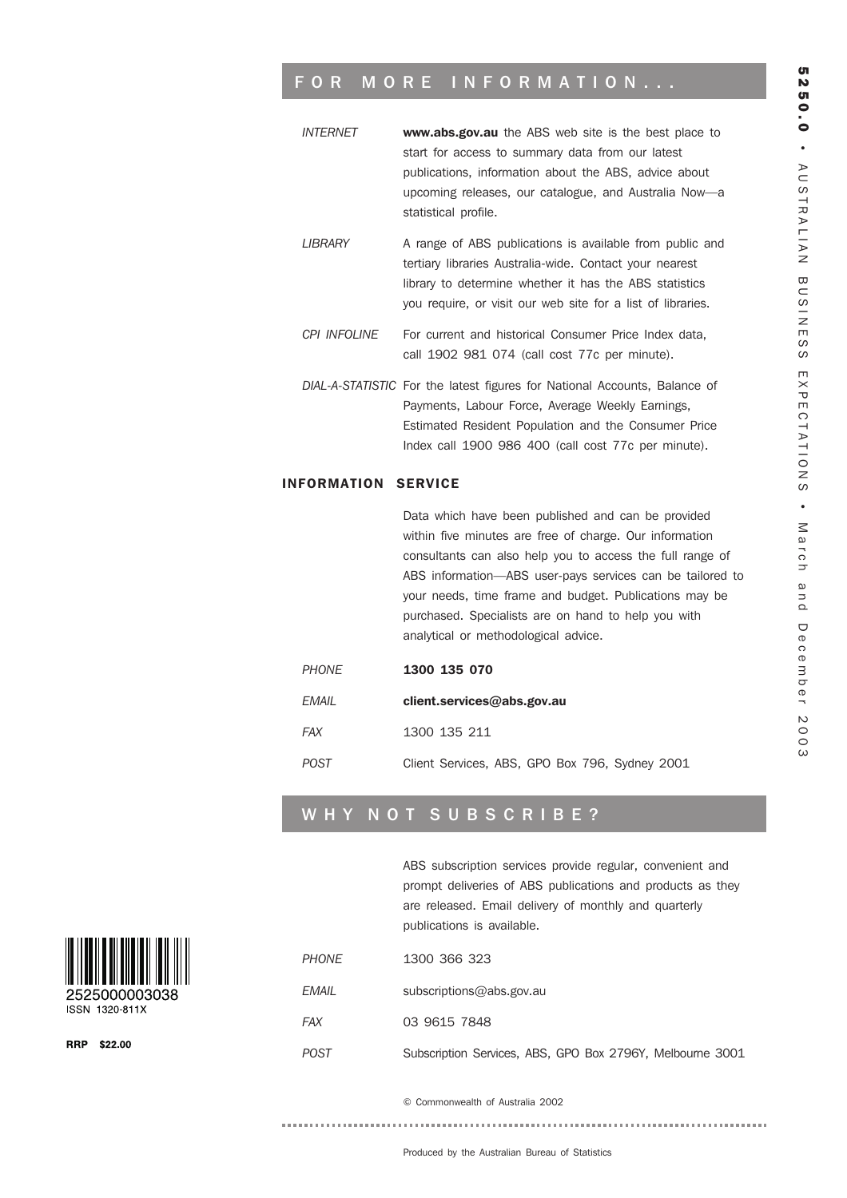## FOR MORE INFORMATION...

*INTERNET* **www.abs.gov.au** the ABS web site is the best place to start for access to summary data from our latest publications, information about the ABS, advice about upcoming releases, our catalogue, and Australia Now—a statistical profile.

*LIBRARY* A range of ABS publications is available from public and tertiary libraries Australia-wide. Contact your nearest library to determine whether it has the ABS statistics you require, or visit our web site for a list of libraries.

*CPI INFOLINE* For current and historical Consumer Price Index data, call 1902 981 074 (call cost 77c per minute).

*DIAL-A-STATISTIC* For the latest figures for National Accounts, Balance of Payments, Labour Force, Average Weekly Earnings, Estimated Resident Population and the Consumer Price Index call 1900 986 400 (call cost 77c per minute).

### INFORMATION SERVICE

Data which have been published and can be provided within five minutes are free of charge. Our information consultants can also help you to access the full range of ABS information—ABS user-pays services can be tailored to your needs, time frame and budget. Publications may be purchased. Specialists are on hand to help you with analytical or methodological advice.

*PHONE* **1300 135 070**

*EMAIL* **client.services@abs.gov.au**

*FAX* 1300 135 211

*POST* Client Services, ABS, GPO Box 796, Sydney 2001

## WHY NOT SUBSCRIBE?

ABS subscription services provide regular, convenient and prompt deliveries of ABS publications and products as they are released. Email delivery of monthly and quarterly publications is available.

*PHONE* 1300 366 323

*EMAIL* subscriptions@abs.gov.au

*FAX* 03 9615 7848

*POST* Subscription Services, ABS, GPO Box 2796Y, Melbourne 3001

2525000003038

ISSN 1320-811X

**RRP $22.00**

© Commonwealth of Australia 2002

Produced by the Australian Bureau of Statistics